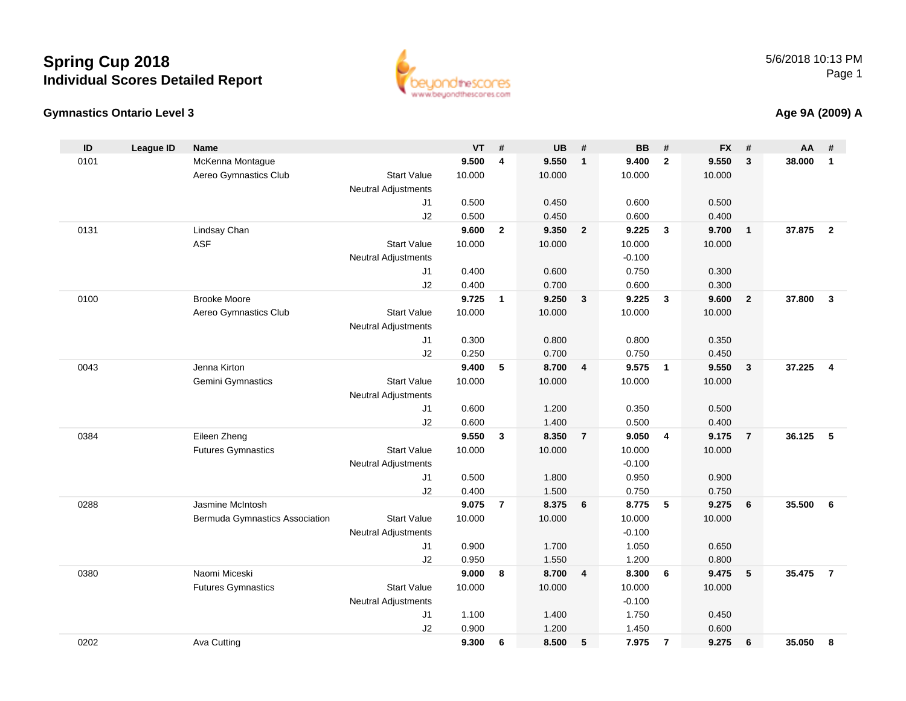# Spring Cup 2018

## Individual Scores Detailed Report

5/6/2018 10:13 PM

### Gymnastics Ontario Level 3

### Age 9A (2009) A

| ID | League ID | Name | | VT | # | UB | # | BB | # | FX | # | AA | # |
|---|---|---|---|---|---|---|---|---|---|---|---|---|---|
| 0101 | | McKenna Montague | | **9.500** | **4** | **9.550** | **1** | **9.400** | **2** | **9.550** | **3** | **38.000** | **1** |
| | | Aereo Gymnastics Club | Start Value | 10.000 | | 10.000 | | 10.000 | | 10.000 | | | |
| | | | Neutral Adjustments | | | | | | | | | | |
| | | | J1 | 0.500 | | 0.450 | | 0.600 | | 0.500 | | | |
| | | | J2 | 0.500 | | 0.450 | | 0.600 | | 0.400 | | | |
| 0131 | | Lindsay Chan | | **9.600** | **2** | **9.350** | **2** | **9.225** | **3** | **9.700** | **1** | **37.875** | **2** |
| | | ASF | Start Value | 10.000 | | 10.000 | | 10.000 | | 10.000 | | | |
| | | | Neutral Adjustments | | | | | -0.100 | | | | | |
| | | | J1 | 0.400 | | 0.600 | | 0.750 | | 0.300 | | | |
| | | | J2 | 0.400 | | 0.700 | | 0.600 | | 0.300 | | | |
| 0100 | | Brooke Moore | | **9.725** | **1** | **9.250** | **3** | **9.225** | **3** | **9.600** | **2** | **37.800** | **3** |
| | | Aereo Gymnastics Club | Start Value | 10.000 | | 10.000 | | 10.000 | | 10.000 | | | |
| | | | Neutral Adjustments | | | | | | | | | | |
| | | | J1 | 0.300 | | 0.800 | | 0.800 | | 0.350 | | | |
| | | | J2 | 0.250 | | 0.700 | | 0.750 | | 0.450 | | | |
| 0043 | | Jenna Kirton | | **9.400** | **5** | **8.700** | **4** | **9.575** | **1** | **9.550** | **3** | **37.225** | **4** |
| | | Gemini Gymnastics | Start Value | 10.000 | | 10.000 | | 10.000 | | 10.000 | | | |
| | | | Neutral Adjustments | | | | | | | | | | |
| | | | J1 | 0.600 | | 1.200 | | 0.350 | | 0.500 | | | |
| | | | J2 | 0.600 | | 1.400 | | 0.500 | | 0.400 | | | |
| 0384 | | Eileen Zheng | | **9.550** | **3** | **8.350** | **7** | **9.050** | **4** | **9.175** | **7** | **36.125** | **5** |
| | | Futures Gymnastics | Start Value | 10.000 | | 10.000 | | 10.000 | | 10.000 | | | |
| | | | Neutral Adjustments | | | | | -0.100 | | | | | |
| | | | J1 | 0.500 | | 1.800 | | 0.950 | | 0.900 | | | |
| | | | J2 | 0.400 | | 1.500 | | 0.750 | | 0.750 | | | |
| 0288 | | Jasmine McIntosh | | **9.075** | **7** | **8.375** | **6** | **8.775** | **5** | **9.275** | **6** | **35.500** | **6** |
| | | Bermuda Gymnastics Association | Start Value | 10.000 | | 10.000 | | 10.000 | | 10.000 | | | |
| | | | Neutral Adjustments | | | | | -0.100 | | | | | |
| | | | J1 | 0.900 | | 1.700 | | 1.050 | | 0.650 | | | |
| | | | J2 | 0.950 | | 1.550 | | 1.200 | | 0.800 | | | |
| 0380 | | Naomi Miceski | | **9.000** | **8** | **8.700** | **4** | **8.300** | **6** | **9.475** | **5** | **35.475** | **7** |
| | | Futures Gymnastics | Start Value | 10.000 | | 10.000 | | 10.000 | | 10.000 | | | |
| | | | Neutral Adjustments | | | | | -0.100 | | | | | |
| | | | J1 | 1.100 | | 1.400 | | 1.750 | | 0.450 | | | |
| | | | J2 | 0.900 | | 1.200 | | 1.450 | | 0.600 | | | |
| 0202 | | Ava Cutting | | **9.300** | **6** | **8.500** | **5** | **7.975** | **7** | **9.275** | **6** | **35.050** | **8** |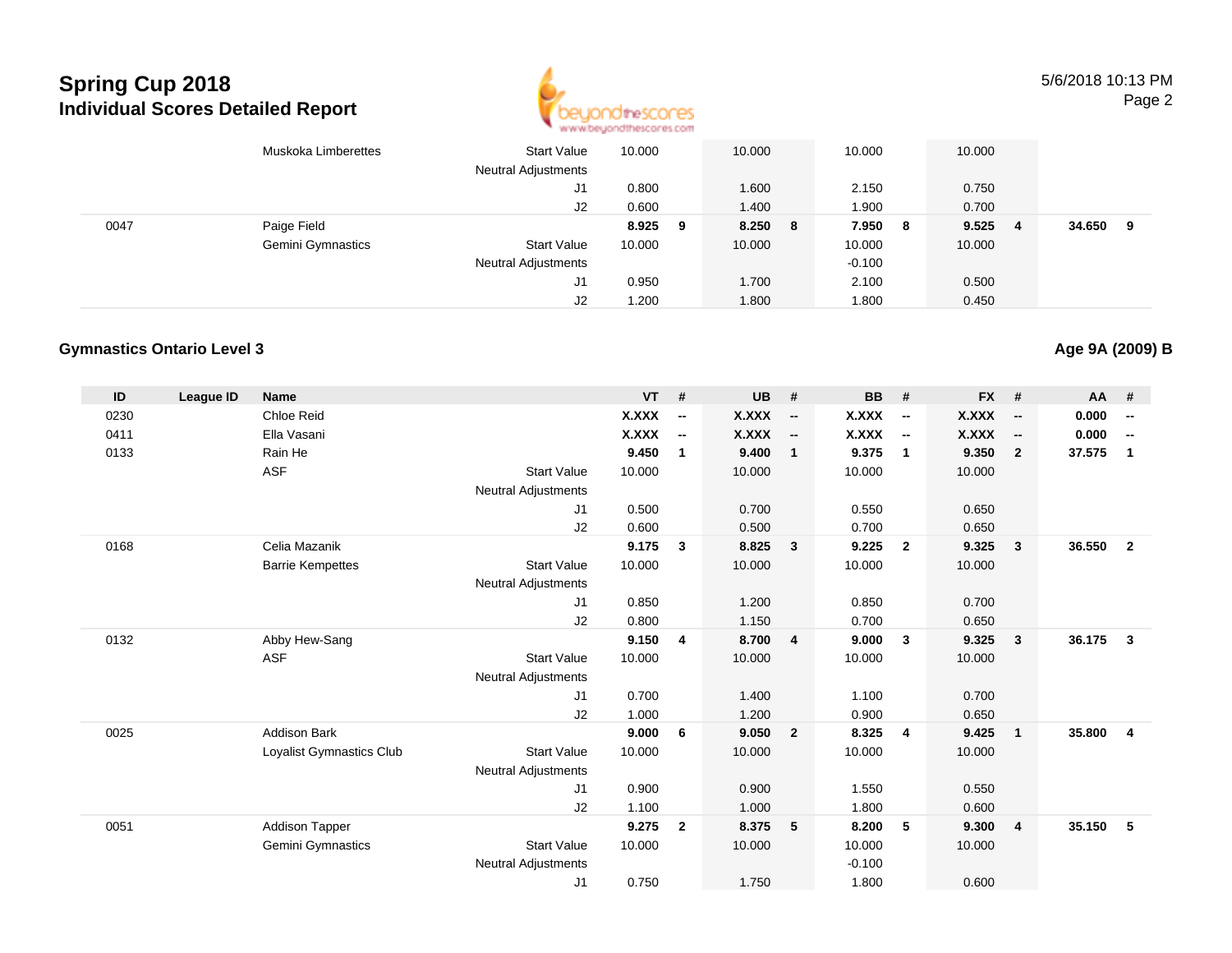# Spring Cup 2018
## Individual Scores Detailed Report

5/6/2018 10:13 PM

| ID | League ID | Name | | VT | # | UB | # | BB | # | FX | # | AA | # |
|---|---|---|---|---|---|---|---|---|---|---|---|---|---|
| | | Muskoka Limberettes | Start Value | 10.000 | | 10.000 | | 10.000 | | 10.000 | | | |
| | | | Neutral Adjustments | | | | | | | | | | |
| | | | J1 | 0.800 | | 1.600 | | 2.150 | | 0.750 | | | |
| | | | J2 | 0.600 | | 1.400 | | 1.900 | | 0.700 | | | |
| 0047 | | Paige Field | | **8.925** | **9** | **8.250** | **8** | **7.950** | **8** | **9.525** | **4** | **34.650** | **9** |
| | | Gemini Gymnastics | Start Value | 10.000 | | 10.000 | | 10.000 | | 10.000 | | | |
| | | | Neutral Adjustments | | | | | -0.100 | | | | | |
| | | | J1 | 0.950 | | 1.700 | | 2.100 | | 0.500 | | | |
| | | | J2 | 1.200 | | 1.800 | | 1.800 | | 0.450 | | | |

### Gymnastics Ontario Level 3

**Age 9A (2009) B**

| ID | League ID | Name | | VT | # | UB | # | BB | # | FX | # | AA | # |
|---|---|---|---|---|---|---|---|---|---|---|---|---|---|
| 0230 | | Chloe Reid | | **X.XXX** | **--** | **X.XXX** | **--** | **X.XXX** | **--** | **X.XXX** | **--** | **0.000** | **--** |
| 0411 | | Ella Vasani | | **X.XXX** | **--** | **X.XXX** | **--** | **X.XXX** | **--** | **X.XXX** | **--** | **0.000** | **--** |
| 0133 | | Rain He | | **9.450** | **1** | **9.400** | **1** | **9.375** | **1** | **9.350** | **2** | **37.575** | **1** |
| | | ASF | Start Value | 10.000 | | 10.000 | | 10.000 | | 10.000 | | | |
| | | | Neutral Adjustments | | | | | | | | | | |
| | | | J1 | 0.500 | | 0.700 | | 0.550 | | 0.650 | | | |
| | | | J2 | 0.600 | | 0.500 | | 0.700 | | 0.650 | | | |
| 0168 | | Celia Mazanik | | **9.175** | **3** | **8.825** | **3** | **9.225** | **2** | **9.325** | **3** | **36.550** | **2** |
| | | Barrie Kempettes | Start Value | 10.000 | | 10.000 | | 10.000 | | 10.000 | | | |
| | | | Neutral Adjustments | | | | | | | | | | |
| | | | J1 | 0.850 | | 1.200 | | 0.850 | | 0.700 | | | |
| | | | J2 | 0.800 | | 1.150 | | 0.700 | | 0.650 | | | |
| 0132 | | Abby Hew-Sang | | **9.150** | **4** | **8.700** | **4** | **9.000** | **3** | **9.325** | **3** | **36.175** | **3** |
| | | ASF | Start Value | 10.000 | | 10.000 | | 10.000 | | 10.000 | | | |
| | | | Neutral Adjustments | | | | | | | | | | |
| | | | J1 | 0.700 | | 1.400 | | 1.100 | | 0.700 | | | |
| | | | J2 | 1.000 | | 1.200 | | 0.900 | | 0.650 | | | |
| 0025 | | Addison Bark | | **9.000** | **6** | **9.050** | **2** | **8.325** | **4** | **9.425** | **1** | **35.800** | **4** |
| | | Loyalist Gymnastics Club | Start Value | 10.000 | | 10.000 | | 10.000 | | 10.000 | | | |
| | | | Neutral Adjustments | | | | | | | | | | |
| | | | J1 | 0.900 | | 0.900 | | 1.550 | | 0.550 | | | |
| | | | J2 | 1.100 | | 1.000 | | 1.800 | | 0.600 | | | |
| 0051 | | Addison Tapper | | **9.275** | **2** | **8.375** | **5** | **8.200** | **5** | **9.300** | **4** | **35.150** | **5** |
| | | Gemini Gymnastics | Start Value | 10.000 | | 10.000 | | 10.000 | | 10.000 | | | |
| | | | Neutral Adjustments | | | | | -0.100 | | | | | |
| | | | J1 | 0.750 | | 1.750 | | 1.800 | | 0.600 | | | |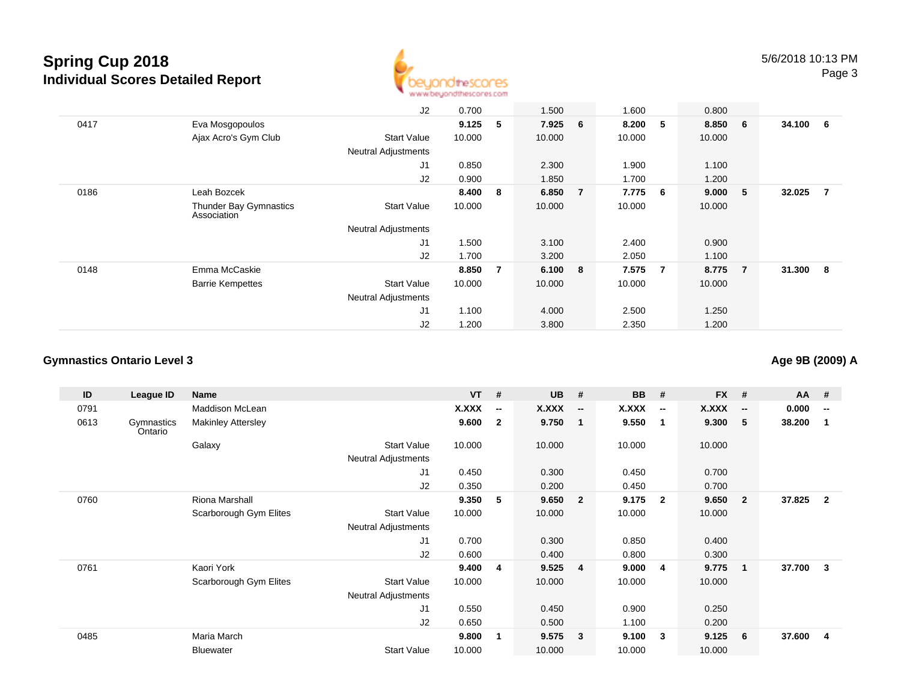# Spring Cup 2018

## Individual Scores Detailed Report

5/6/2018 10:13 PM

| ID | League ID | Name | | VT | # | UB | # | BB | # | FX | # | AA | # |
|---|---|---|---|---|---|---|---|---|---|---|---|---|---|
| | | | J2 | 0.700 | | 1.500 | | 1.600 | | 0.800 | | | |
| 0417 | | Eva Mosgopoulos | | **9.125** | **5** | **7.925** | **6** | **8.200** | **5** | **8.850** | **6** | **34.100** | **6** |
| | | Ajax Acro's Gym Club | Start Value | 10.000 | | 10.000 | | 10.000 | | 10.000 | | | |
| | | | Neutral Adjustments | | | | | | | | | | |
| | | | J1 | 0.850 | | 2.300 | | 1.900 | | 1.100 | | | |
| | | | J2 | 0.900 | | 1.850 | | 1.700 | | 1.200 | | | |
| 0186 | | Leah Bozcek | | **8.400** | **8** | **6.850** | **7** | **7.775** | **6** | **9.000** | **5** | **32.025** | **7** |
| | | Thunder Bay Gymnastics Association | Start Value | 10.000 | | 10.000 | | 10.000 | | 10.000 | | | |
| | | | Neutral Adjustments | | | | | | | | | | |
| | | | J1 | 1.500 | | 3.100 | | 2.400 | | 0.900 | | | |
| | | | J2 | 1.700 | | 3.200 | | 2.050 | | 1.100 | | | |
| 0148 | | Emma McCaskie | | **8.850** | **7** | **6.100** | **8** | **7.575** | **7** | **8.775** | **7** | **31.300** | **8** |
| | | Barrie Kempettes | Start Value | 10.000 | | 10.000 | | 10.000 | | 10.000 | | | |
| | | | Neutral Adjustments | | | | | | | | | | |
| | | | J1 | 1.100 | | 4.000 | | 2.500 | | 1.250 | | | |
| | | | J2 | 1.200 | | 3.800 | | 2.350 | | 1.200 | | | |

### Gymnastics Ontario Level 3

**Age 9B (2009) A**

| ID | League ID | Name | | VT | # | UB | # | BB | # | FX | # | AA | # |
|---|---|---|---|---|---|---|---|---|---|---|---|---|---|
| 0791 | | Maddison McLean | | **X.XXX** | **--** | **X.XXX** | **--** | **X.XXX** | **--** | **X.XXX** | **--** | **0.000** | **--** |
| 0613 | Gymnastics Ontario | Makinley Attersley | | **9.600** | **2** | **9.750** | **1** | **9.550** | **1** | **9.300** | **5** | **38.200** | **1** |
| | | Galaxy | Start Value | 10.000 | | 10.000 | | 10.000 | | 10.000 | | | |
| | | | Neutral Adjustments | | | | | | | | | | |
| | | | J1 | 0.450 | | 0.300 | | 0.450 | | 0.700 | | | |
| | | | J2 | 0.350 | | 0.200 | | 0.450 | | 0.700 | | | |
| 0760 | | Riona Marshall | | **9.350** | **5** | **9.650** | **2** | **9.175** | **2** | **9.650** | **2** | **37.825** | **2** |
| | | Scarborough Gym Elites | Start Value | 10.000 | | 10.000 | | 10.000 | | 10.000 | | | |
| | | | Neutral Adjustments | | | | | | | | | | |
| | | | J1 | 0.700 | | 0.300 | | 0.850 | | 0.400 | | | |
| | | | J2 | 0.600 | | 0.400 | | 0.800 | | 0.300 | | | |
| 0761 | | Kaori York | | **9.400** | **4** | **9.525** | **4** | **9.000** | **4** | **9.775** | **1** | **37.700** | **3** |
| | | Scarborough Gym Elites | Start Value | 10.000 | | 10.000 | | 10.000 | | 10.000 | | | |
| | | | Neutral Adjustments | | | | | | | | | | |
| | | | J1 | 0.550 | | 0.450 | | 0.900 | | 0.250 | | | |
| | | | J2 | 0.650 | | 0.500 | | 1.100 | | 0.200 | | | |
| 0485 | | Maria March | | **9.800** | **1** | **9.575** | **3** | **9.100** | **3** | **9.125** | **6** | **37.600** | **4** |
| | | Bluewater | Start Value | 10.000 | | 10.000 | | 10.000 | | 10.000 | | | |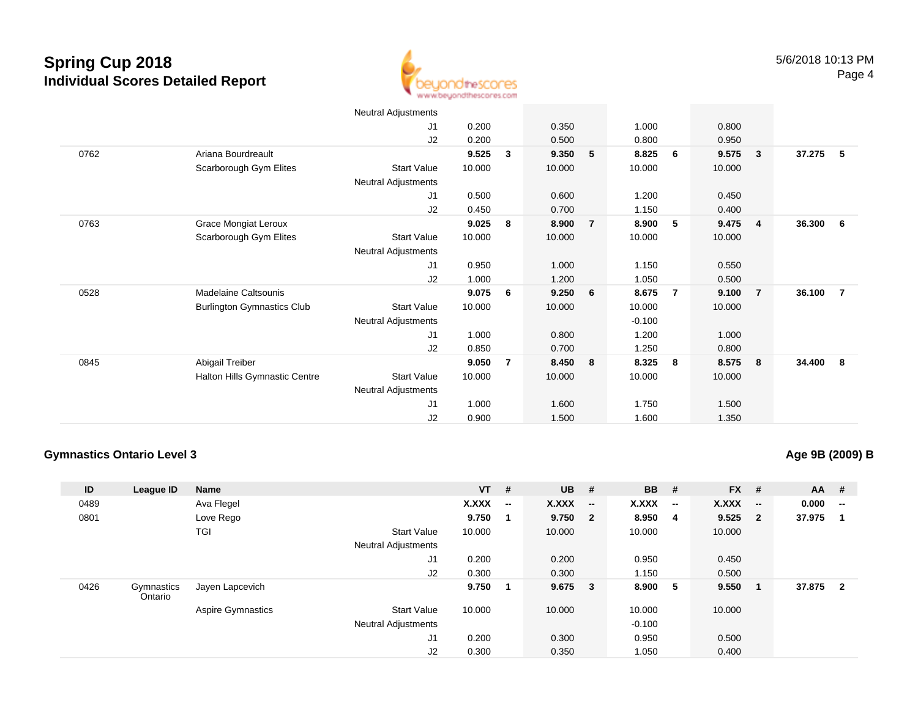| ID | League ID | Name | | VT | # | UB | # | BB | # | FX | # | AA | # |
|---|---|---|---|---|---|---|---|---|---|---|---|---|---|
| | | | Neutral Adjustments | | | | | | | | | | |
| | | | J1 | 0.200 | | 0.350 | | 1.000 | | 0.800 | | | |
| | | | J2 | 0.200 | | 0.500 | | 0.800 | | 0.950 | | | |
| 0762 | | Ariana Bourdreault | | 9.525 | 3 | 9.350 | 5 | 8.825 | 6 | 9.575 | 3 | 37.275 | 5 |
| | | Scarborough Gym Elites | Start Value | 10.000 | | 10.000 | | 10.000 | | 10.000 | | | |
| | | | Neutral Adjustments | | | | | | | | | | |
| | | | J1 | 0.500 | | 0.600 | | 1.200 | | 0.450 | | | |
| | | | J2 | 0.450 | | 0.700 | | 1.150 | | 0.400 | | | |
| 0763 | | Grace Mongiat Leroux | | 9.025 | 8 | 8.900 | 7 | 8.900 | 5 | 9.475 | 4 | 36.300 | 6 |
| | | Scarborough Gym Elites | Start Value | 10.000 | | 10.000 | | 10.000 | | 10.000 | | | |
| | | | Neutral Adjustments | | | | | | | | | | |
| | | | J1 | 0.950 | | 1.000 | | 1.150 | | 0.550 | | | |
| | | | J2 | 1.000 | | 1.200 | | 1.050 | | 0.500 | | | |
| 0528 | | Madelaine Caltsounis | | 9.075 | 6 | 9.250 | 6 | 8.675 | 7 | 9.100 | 7 | 36.100 | 7 |
| | | Burlington Gymnastics Club | Start Value | 10.000 | | 10.000 | | 10.000 | | 10.000 | | | |
| | | | Neutral Adjustments | | | | | -0.100 | | | | | |
| | | | J1 | 1.000 | | 0.800 | | 1.200 | | 1.000 | | | |
| | | | J2 | 0.850 | | 0.700 | | 1.250 | | 0.800 | | | |
| 0845 | | Abigail Treiber | | 9.050 | 7 | 8.450 | 8 | 8.325 | 8 | 8.575 | 8 | 34.400 | 8 |
| | | Halton Hills Gymnastic Centre | Start Value | 10.000 | | 10.000 | | 10.000 | | 10.000 | | | |
| | | | Neutral Adjustments | | | | | | | | | | |
| | | | J1 | 1.000 | | 1.600 | | 1.750 | | 1.500 | | | |
| | | | J2 | 0.900 | | 1.500 | | 1.600 | | 1.350 | | | |

## Gymnastics Ontario Level 3

**Age 9B (2009) B**

| ID | League ID | Name | | VT | # | UB | # | BB | # | FX | # | AA | # |
|---|---|---|---|---|---|---|---|---|---|---|---|---|---|
| 0489 | | Ava Flegel | | X.XXX | -- | X.XXX | -- | X.XXX | -- | X.XXX | -- | 0.000 | -- |
| 0801 | | Love Rego | | 9.750 | 1 | 9.750 | 2 | 8.950 | 4 | 9.525 | 2 | 37.975 | 1 |
| | | TGI | Start Value | 10.000 | | 10.000 | | 10.000 | | 10.000 | | | |
| | | | Neutral Adjustments | | | | | | | | | | |
| | | | J1 | 0.200 | | 0.200 | | 0.950 | | 0.450 | | | |
| | | | J2 | 0.300 | | 0.300 | | 1.150 | | 0.500 | | | |
| 0426 | Gymnastics Ontario | Jayen Lapcevich | | 9.750 | 1 | 9.675 | 3 | 8.900 | 5 | 9.550 | 1 | 37.875 | 2 |
| | | Aspire Gymnastics | Start Value | 10.000 | | 10.000 | | 10.000 | | 10.000 | | | |
| | | | Neutral Adjustments | | | | | -0.100 | | | | | |
| | | | J1 | 0.200 | | 0.300 | | 0.950 | | 0.500 | | | |
| | | | J2 | 0.300 | | 0.350 | | 1.050 | | 0.400 | | | |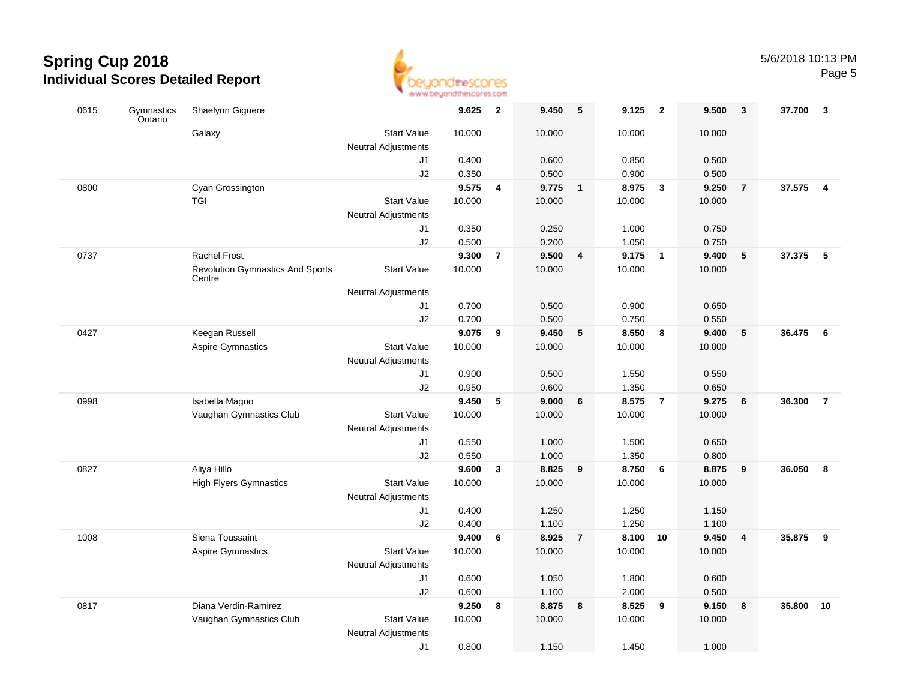# Spring Cup 2018
## Individual Scores Detailed Report

| ID | Province | Name / Club | | Score | Rank | Score | Rank | Score | Rank | Score | Rank | AA | Rank |
|---|---|---|---|---|---|---|---|---|---|---|---|---|---|
| 0615 | Gymnastics Ontario | Shaelynn Giguere | | **9.625** | **2** | **9.450** | **5** | **9.125** | **2** | **9.500** | **3** | **37.700** | **3** |
| | | Galaxy | Start Value | 10.000 | | 10.000 | | 10.000 | | 10.000 | | | |
| | | | Neutral Adjustments | | | | | | | | | | |
| | | | J1 | 0.400 | | 0.600 | | 0.850 | | 0.500 | | | |
| | | | J2 | 0.350 | | 0.500 | | 0.900 | | 0.500 | | | |
| 0800 | | Cyan Grossington | | **9.575** | **4** | **9.775** | **1** | **8.975** | **3** | **9.250** | **7** | **37.575** | **4** |
| | | TGI | Start Value | 10.000 | | 10.000 | | 10.000 | | 10.000 | | | |
| | | | Neutral Adjustments | | | | | | | | | | |
| | | | J1 | 0.350 | | 0.250 | | 1.000 | | 0.750 | | | |
| | | | J2 | 0.500 | | 0.200 | | 1.050 | | 0.750 | | | |
| 0737 | | Rachel Frost | | **9.300** | **7** | **9.500** | **4** | **9.175** | **1** | **9.400** | **5** | **37.375** | **5** |
| | | Revolution Gymnastics And Sports Centre | Start Value | 10.000 | | 10.000 | | 10.000 | | 10.000 | | | |
| | | | Neutral Adjustments | | | | | | | | | | |
| | | | J1 | 0.700 | | 0.500 | | 0.900 | | 0.650 | | | |
| | | | J2 | 0.700 | | 0.500 | | 0.750 | | 0.550 | | | |
| 0427 | | Keegan Russell | | **9.075** | **9** | **9.450** | **5** | **8.550** | **8** | **9.400** | **5** | **36.475** | **6** |
| | | Aspire Gymnastics | Start Value | 10.000 | | 10.000 | | 10.000 | | 10.000 | | | |
| | | | Neutral Adjustments | | | | | | | | | | |
| | | | J1 | 0.900 | | 0.500 | | 1.550 | | 0.550 | | | |
| | | | J2 | 0.950 | | 0.600 | | 1.350 | | 0.650 | | | |
| 0998 | | Isabella Magno | | **9.450** | **5** | **9.000** | **6** | **8.575** | **7** | **9.275** | **6** | **36.300** | **7** |
| | | Vaughan Gymnastics Club | Start Value | 10.000 | | 10.000 | | 10.000 | | 10.000 | | | |
| | | | Neutral Adjustments | | | | | | | | | | |
| | | | J1 | 0.550 | | 1.000 | | 1.500 | | 0.650 | | | |
| | | | J2 | 0.550 | | 1.000 | | 1.350 | | 0.800 | | | |
| 0827 | | Aliya Hillo | | **9.600** | **3** | **8.825** | **9** | **8.750** | **6** | **8.875** | **9** | **36.050** | **8** |
| | | High Flyers Gymnastics | Start Value | 10.000 | | 10.000 | | 10.000 | | 10.000 | | | |
| | | | Neutral Adjustments | | | | | | | | | | |
| | | | J1 | 0.400 | | 1.250 | | 1.250 | | 1.150 | | | |
| | | | J2 | 0.400 | | 1.100 | | 1.250 | | 1.100 | | | |
| 1008 | | Siena Toussaint | | **9.400** | **6** | **8.925** | **7** | **8.100** | **10** | **9.450** | **4** | **35.875** | **9** |
| | | Aspire Gymnastics | Start Value | 10.000 | | 10.000 | | 10.000 | | 10.000 | | | |
| | | | Neutral Adjustments | | | | | | | | | | |
| | | | J1 | 0.600 | | 1.050 | | 1.800 | | 0.600 | | | |
| | | | J2 | 0.600 | | 1.100 | | 2.000 | | 0.500 | | | |
| 0817 | | Diana Verdin-Ramirez | | **9.250** | **8** | **8.875** | **8** | **8.525** | **9** | **9.150** | **8** | **35.800** | **10** |
| | | Vaughan Gymnastics Club | Start Value | 10.000 | | 10.000 | | 10.000 | | 10.000 | | | |
| | | | Neutral Adjustments | | | | | | | | | | |
| | | | J1 | 0.800 | | 1.150 | | 1.450 | | 1.000 | | | |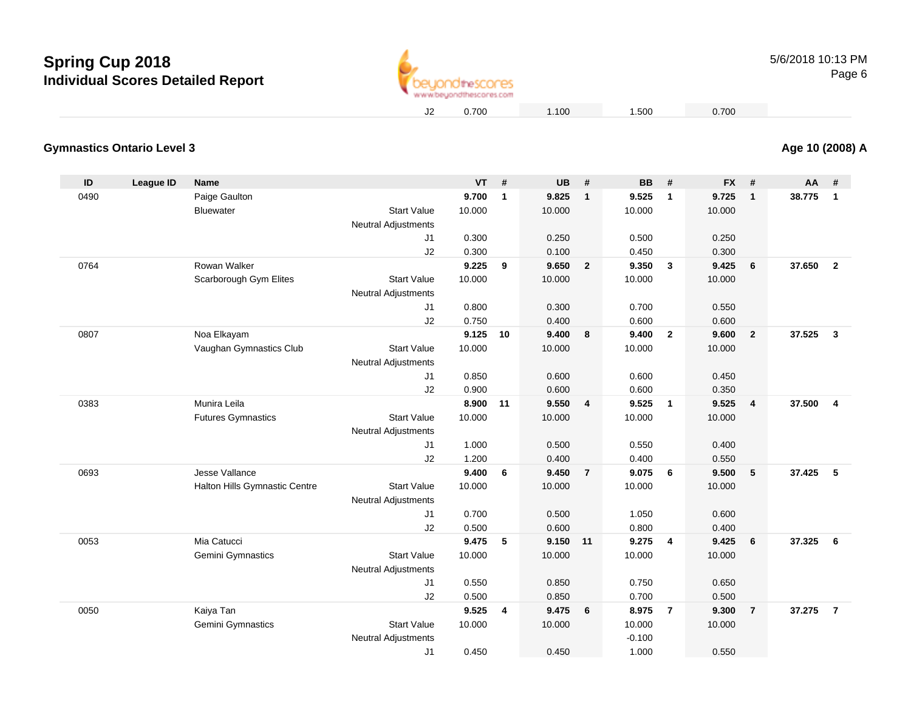# Spring Cup 2018

## Individual Scores Detailed Report

| | | | | | | | |
|---|---|---|---|---|---|---|---|
| J2 | 0.700 | | 1.100 | | 1.500 | | 0.700 |

### Gymnastics Ontario Level 3

**Age 10 (2008) A**

| ID | League ID | Name | | VT | # | UB | # | BB | # | FX | # | AA | # |
|---|---|---|---|---|---|---|---|---|---|---|---|---|---|
| 0490 | | Paige Gaulton | | **9.700** | **1** | **9.825** | **1** | **9.525** | **1** | **9.725** | **1** | **38.775** | **1** |
| | | Bluewater | Start Value | 10.000 | | 10.000 | | 10.000 | | 10.000 | | | |
| | | | Neutral Adjustments | | | | | | | | | | |
| | | | J1 | 0.300 | | 0.250 | | 0.500 | | 0.250 | | | |
| | | | J2 | 0.300 | | 0.100 | | 0.450 | | 0.300 | | | |
| 0764 | | Rowan Walker | | **9.225** | **9** | **9.650** | **2** | **9.350** | **3** | **9.425** | **6** | **37.650** | **2** |
| | | Scarborough Gym Elites | Start Value | 10.000 | | 10.000 | | 10.000 | | 10.000 | | | |
| | | | Neutral Adjustments | | | | | | | | | | |
| | | | J1 | 0.800 | | 0.300 | | 0.700 | | 0.550 | | | |
| | | | J2 | 0.750 | | 0.400 | | 0.600 | | 0.600 | | | |
| 0807 | | Noa Elkayam | | **9.125** | **10** | **9.400** | **8** | **9.400** | **2** | **9.600** | **2** | **37.525** | **3** |
| | | Vaughan Gymnastics Club | Start Value | 10.000 | | 10.000 | | 10.000 | | 10.000 | | | |
| | | | Neutral Adjustments | | | | | | | | | | |
| | | | J1 | 0.850 | | 0.600 | | 0.600 | | 0.450 | | | |
| | | | J2 | 0.900 | | 0.600 | | 0.600 | | 0.350 | | | |
| 0383 | | Munira Leila | | **8.900** | **11** | **9.550** | **4** | **9.525** | **1** | **9.525** | **4** | **37.500** | **4** |
| | | Futures Gymnastics | Start Value | 10.000 | | 10.000 | | 10.000 | | 10.000 | | | |
| | | | Neutral Adjustments | | | | | | | | | | |
| | | | J1 | 1.000 | | 0.500 | | 0.550 | | 0.400 | | | |
| | | | J2 | 1.200 | | 0.400 | | 0.400 | | 0.550 | | | |
| 0693 | | Jesse Vallance | | **9.400** | **6** | **9.450** | **7** | **9.075** | **6** | **9.500** | **5** | **37.425** | **5** |
| | | Halton Hills Gymnastic Centre | Start Value | 10.000 | | 10.000 | | 10.000 | | 10.000 | | | |
| | | | Neutral Adjustments | | | | | | | | | | |
| | | | J1 | 0.700 | | 0.500 | | 1.050 | | 0.600 | | | |
| | | | J2 | 0.500 | | 0.600 | | 0.800 | | 0.400 | | | |
| 0053 | | Mia Catucci | | **9.475** | **5** | **9.150** | **11** | **9.275** | **4** | **9.425** | **6** | **37.325** | **6** |
| | | Gemini Gymnastics | Start Value | 10.000 | | 10.000 | | 10.000 | | 10.000 | | | |
| | | | Neutral Adjustments | | | | | | | | | | |
| | | | J1 | 0.550 | | 0.850 | | 0.750 | | 0.650 | | | |
| | | | J2 | 0.500 | | 0.850 | | 0.700 | | 0.500 | | | |
| 0050 | | Kaiya Tan | | **9.525** | **4** | **9.475** | **6** | **8.975** | **7** | **9.300** | **7** | **37.275** | **7** |
| | | Gemini Gymnastics | Start Value | 10.000 | | 10.000 | | 10.000 | | 10.000 | | | |
| | | | Neutral Adjustments | | | | | -0.100 | | | | | |
| | | | J1 | 0.450 | | 0.450 | | 1.000 | | 0.550 | | | |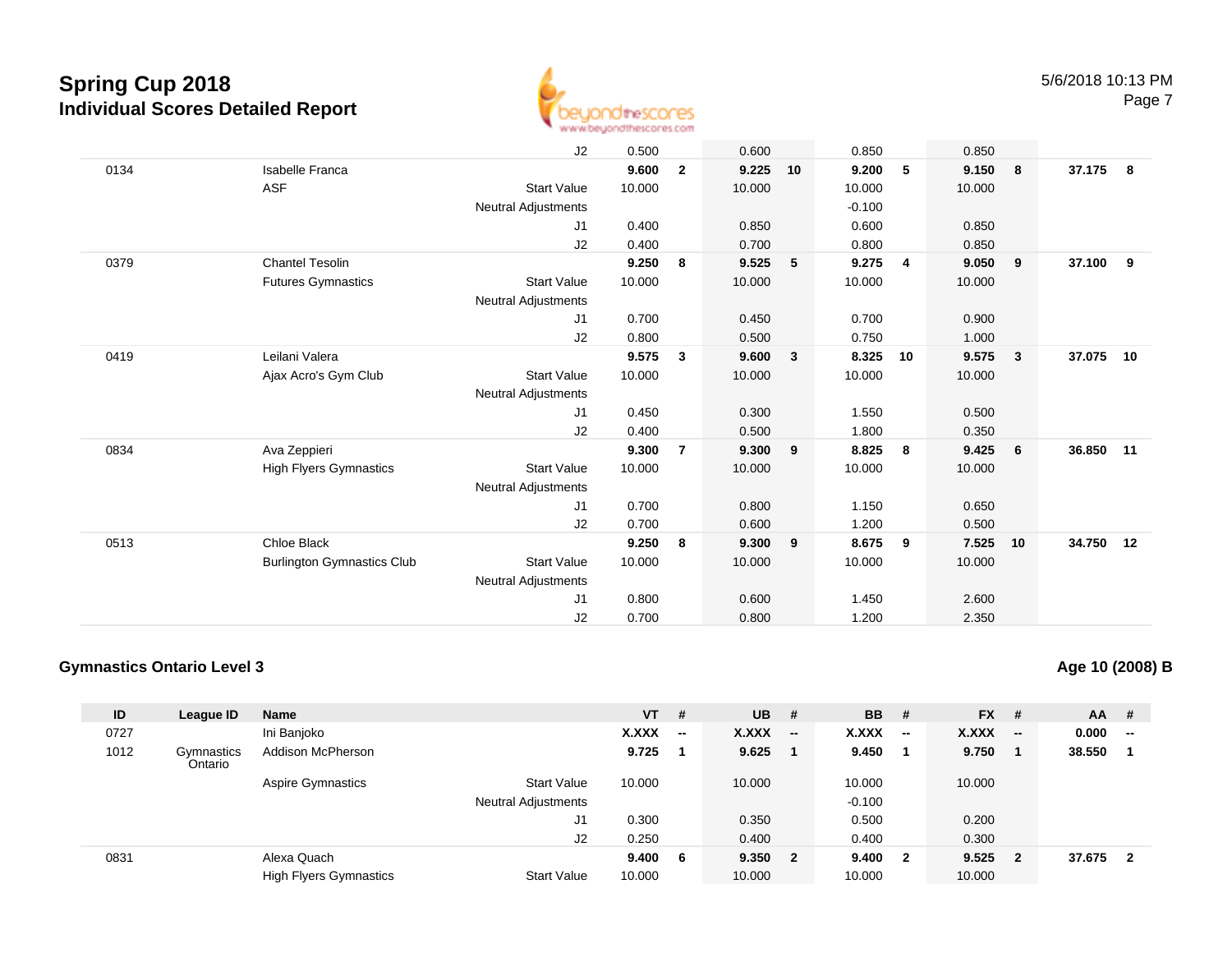# Spring Cup 2018
## Individual Scores Detailed Report

5/6/2018 10:13 PM

| ID | League ID | Name | | VT | # | UB | # | BB | # | FX | # | AA | # |
|---|---|---|---|---|---|---|---|---|---|---|---|---|---|
| | | | J2 | 0.500 | | 0.600 | | 0.850 | | 0.850 | | | |
| 0134 | | Isabelle Franca | | 9.600 | 2 | 9.225 | 10 | 9.200 | 5 | 9.150 | 8 | 37.175 | 8 |
| | | ASF | Start Value | 10.000 | | 10.000 | | 10.000 | | 10.000 | | | |
| | | | Neutral Adjustments | | | | | -0.100 | | | | | |
| | | | J1 | 0.400 | | 0.850 | | 0.600 | | 0.850 | | | |
| | | | J2 | 0.400 | | 0.700 | | 0.800 | | 0.850 | | | |
| 0379 | | Chantel Tesolin | | 9.250 | 8 | 9.525 | 5 | 9.275 | 4 | 9.050 | 9 | 37.100 | 9 |
| | | Futures Gymnastics | Start Value | 10.000 | | 10.000 | | 10.000 | | 10.000 | | | |
| | | | Neutral Adjustments | | | | | | | | | | |
| | | | J1 | 0.700 | | 0.450 | | 0.700 | | 0.900 | | | |
| | | | J2 | 0.800 | | 0.500 | | 0.750 | | 1.000 | | | |
| 0419 | | Leilani Valera | | 9.575 | 3 | 9.600 | 3 | 8.325 | 10 | 9.575 | 3 | 37.075 | 10 |
| | | Ajax Acro's Gym Club | Start Value | 10.000 | | 10.000 | | 10.000 | | 10.000 | | | |
| | | | Neutral Adjustments | | | | | | | | | | |
| | | | J1 | 0.450 | | 0.300 | | 1.550 | | 0.500 | | | |
| | | | J2 | 0.400 | | 0.500 | | 1.800 | | 0.350 | | | |
| 0834 | | Ava Zeppieri | | 9.300 | 7 | 9.300 | 9 | 8.825 | 8 | 9.425 | 6 | 36.850 | 11 |
| | | High Flyers Gymnastics | Start Value | 10.000 | | 10.000 | | 10.000 | | 10.000 | | | |
| | | | Neutral Adjustments | | | | | | | | | | |
| | | | J1 | 0.700 | | 0.800 | | 1.150 | | 0.650 | | | |
| | | | J2 | 0.700 | | 0.600 | | 1.200 | | 0.500 | | | |
| 0513 | | Chloe Black | | 9.250 | 8 | 9.300 | 9 | 8.675 | 9 | 7.525 | 10 | 34.750 | 12 |
| | | Burlington Gymnastics Club | Start Value | 10.000 | | 10.000 | | 10.000 | | 10.000 | | | |
| | | | Neutral Adjustments | | | | | | | | | | |
| | | | J1 | 0.800 | | 0.600 | | 1.450 | | 2.600 | | | |
| | | | J2 | 0.700 | | 0.800 | | 1.200 | | 2.350 | | | |

### Gymnastics Ontario Level 3

**Age 10 (2008) B**

| ID | League ID | Name | | VT | # | UB | # | BB | # | FX | # | AA | # |
|---|---|---|---|---|---|---|---|---|---|---|---|---|---|
| 0727 | | Ini Banjoko | | X.XXX | -- | X.XXX | -- | X.XXX | -- | X.XXX | -- | 0.000 | -- |
| 1012 | Gymnastics Ontario | Addison McPherson | | 9.725 | 1 | 9.625 | 1 | 9.450 | 1 | 9.750 | 1 | 38.550 | 1 |
| | | Aspire Gymnastics | Start Value | 10.000 | | 10.000 | | 10.000 | | 10.000 | | | |
| | | | Neutral Adjustments | | | | | -0.100 | | | | | |
| | | | J1 | 0.300 | | 0.350 | | 0.500 | | 0.200 | | | |
| | | | J2 | 0.250 | | 0.400 | | 0.400 | | 0.300 | | | |
| 0831 | | Alexa Quach | | 9.400 | 6 | 9.350 | 2 | 9.400 | 2 | 9.525 | 2 | 37.675 | 2 |
| | | High Flyers Gymnastics | Start Value | 10.000 | | 10.000 | | 10.000 | | 10.000 | | | |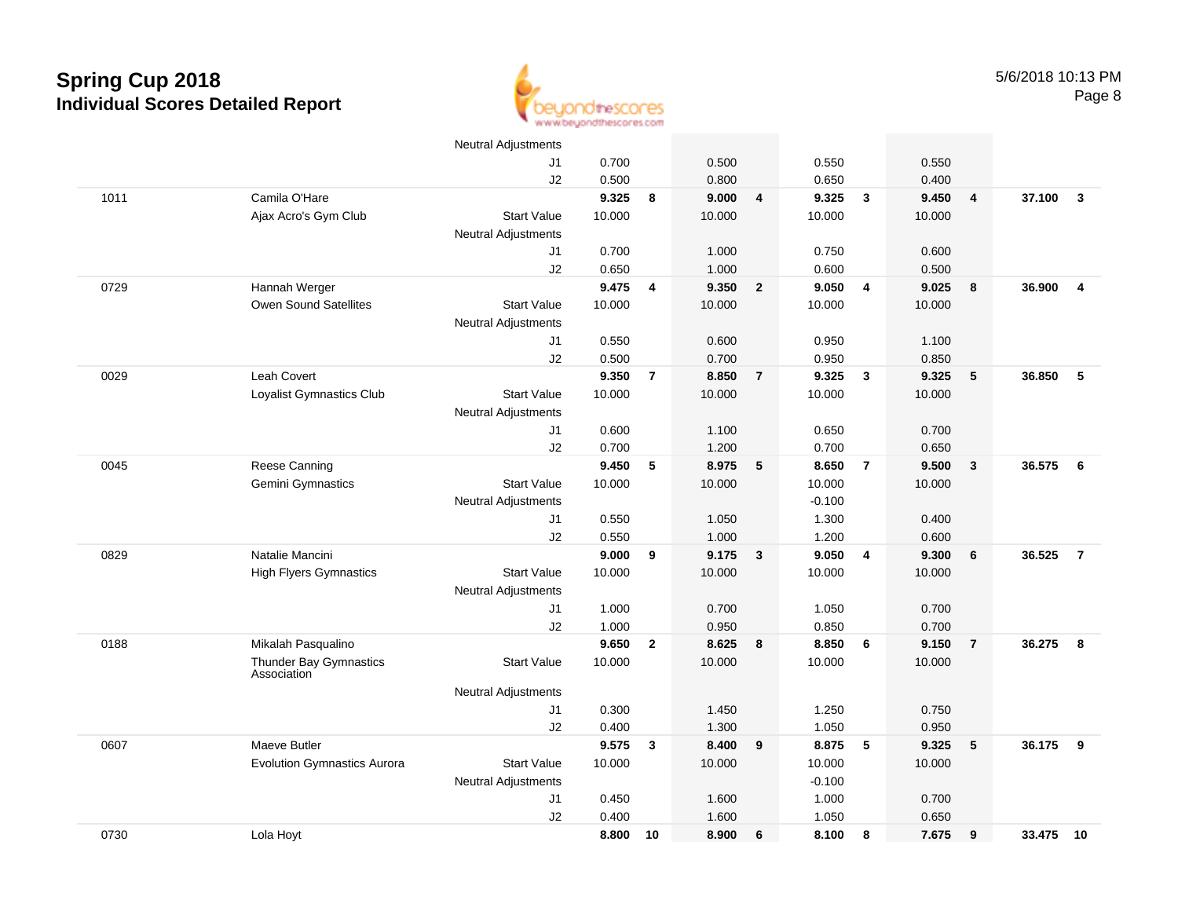# Spring Cup 2018

## Individual Scores Detailed Report

5/6/2018 10:13 PM

| # | Name / Club | | Event 1 | Rank | Event 2 | Rank | Event 3 | Rank | Event 4 | Rank | AA | Rank |
|---|---|---|---|---|---|---|---|---|---|---|---|---|
| | | Neutral Adjustments | | | | | | | | | | |
| | | J1 | 0.700 | | 0.500 | | 0.550 | | 0.550 | | | |
| | | J2 | 0.500 | | 0.800 | | 0.650 | | 0.400 | | | |
| 1011 | Camila O'Hare | | **9.325** | **8** | **9.000** | **4** | **9.325** | **3** | **9.450** | **4** | **37.100** | **3** |
| | Ajax Acro's Gym Club | Start Value | 10.000 | | 10.000 | | 10.000 | | 10.000 | | | |
| | | Neutral Adjustments | | | | | | | | | | |
| | | J1 | 0.700 | | 1.000 | | 0.750 | | 0.600 | | | |
| | | J2 | 0.650 | | 1.000 | | 0.600 | | 0.500 | | | |
| 0729 | Hannah Werger | | **9.475** | **4** | **9.350** | **2** | **9.050** | **4** | **9.025** | **8** | **36.900** | **4** |
| | Owen Sound Satellites | Start Value | 10.000 | | 10.000 | | 10.000 | | 10.000 | | | |
| | | Neutral Adjustments | | | | | | | | | | |
| | | J1 | 0.550 | | 0.600 | | 0.950 | | 1.100 | | | |
| | | J2 | 0.500 | | 0.700 | | 0.950 | | 0.850 | | | |
| 0029 | Leah Covert | | **9.350** | **7** | **8.850** | **7** | **9.325** | **3** | **9.325** | **5** | **36.850** | **5** |
| | Loyalist Gymnastics Club | Start Value | 10.000 | | 10.000 | | 10.000 | | 10.000 | | | |
| | | Neutral Adjustments | | | | | | | | | | |
| | | J1 | 0.600 | | 1.100 | | 0.650 | | 0.700 | | | |
| | | J2 | 0.700 | | 1.200 | | 0.700 | | 0.650 | | | |
| 0045 | Reese Canning | | **9.450** | **5** | **8.975** | **5** | **8.650** | **7** | **9.500** | **3** | **36.575** | **6** |
| | Gemini Gymnastics | Start Value | 10.000 | | 10.000 | | 10.000 | | 10.000 | | | |
| | | Neutral Adjustments | | | | | -0.100 | | | | | |
| | | J1 | 0.550 | | 1.050 | | 1.300 | | 0.400 | | | |
| | | J2 | 0.550 | | 1.000 | | 1.200 | | 0.600 | | | |
| 0829 | Natalie Mancini | | **9.000** | **9** | **9.175** | **3** | **9.050** | **4** | **9.300** | **6** | **36.525** | **7** |
| | High Flyers Gymnastics | Start Value | 10.000 | | 10.000 | | 10.000 | | 10.000 | | | |
| | | Neutral Adjustments | | | | | | | | | | |
| | | J1 | 1.000 | | 0.700 | | 1.050 | | 0.700 | | | |
| | | J2 | 1.000 | | 0.950 | | 0.850 | | 0.700 | | | |
| 0188 | Mikalah Pasqualino | | **9.650** | **2** | **8.625** | **8** | **8.850** | **6** | **9.150** | **7** | **36.275** | **8** |
| | Thunder Bay Gymnastics Association | Start Value | 10.000 | | 10.000 | | 10.000 | | 10.000 | | | |
| | | Neutral Adjustments | | | | | | | | | | |
| | | J1 | 0.300 | | 1.450 | | 1.250 | | 0.750 | | | |
| | | J2 | 0.400 | | 1.300 | | 1.050 | | 0.950 | | | |
| 0607 | Maeve Butler | | **9.575** | **3** | **8.400** | **9** | **8.875** | **5** | **9.325** | **5** | **36.175** | **9** |
| | Evolution Gymnastics Aurora | Start Value | 10.000 | | 10.000 | | 10.000 | | 10.000 | | | |
| | | Neutral Adjustments | | | | | -0.100 | | | | | |
| | | J1 | 0.450 | | 1.600 | | 1.000 | | 0.700 | | | |
| | | J2 | 0.400 | | 1.600 | | 1.050 | | 0.650 | | | |
| 0730 | Lola Hoyt | | **8.800** | **10** | **8.900** | **6** | **8.100** | **8** | **7.675** | **9** | **33.475** | **10** |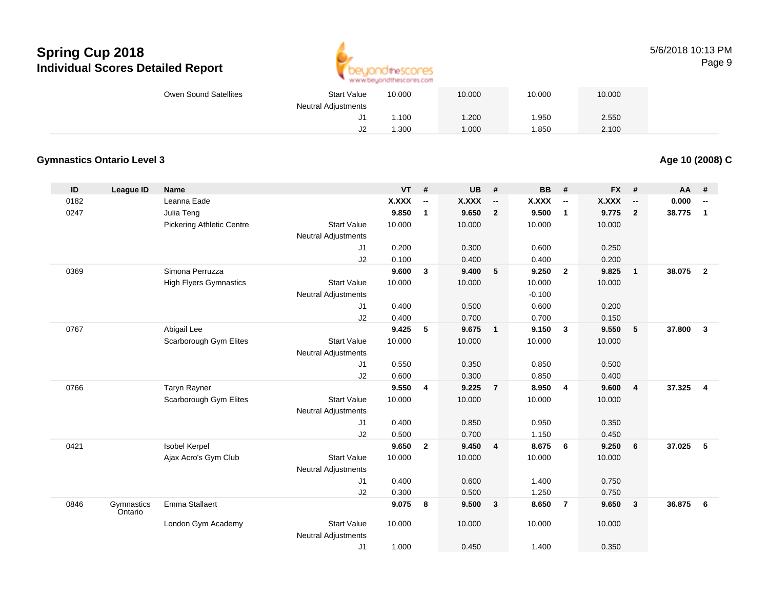| | | | | VT | # | UB | # | BB | # | FX | # | AA | # |
|---|---|---|---|---|---|---|---|---|---|---|---|---|---|
| | | Owen Sound Satellites | Start Value | 10.000 | | 10.000 | | 10.000 | | 10.000 | | | |
| | | | Neutral Adjustments | | | | | | | | | | |
| | | | J1 | 1.100 | | 1.200 | | 1.950 | | 2.550 | | | |
| | | | J2 | 1.300 | | 1.000 | | 1.850 | | 2.100 | | | |

## Gymnastics Ontario Level 3

**Age 10 (2008) C**

| ID | League ID | Name | | VT | # | UB | # | BB | # | FX | # | AA | # |
|---|---|---|---|---|---|---|---|---|---|---|---|---|---|
| 0182 | | Leanna Eade | | **X.XXX** | **--** | **X.XXX** | **--** | **X.XXX** | **--** | **X.XXX** | **--** | **0.000** | **--** |
| 0247 | | Julia Teng | | **9.850** | **1** | **9.650** | **2** | **9.500** | **1** | **9.775** | **2** | **38.775** | **1** |
| | | Pickering Athletic Centre | Start Value | 10.000 | | 10.000 | | 10.000 | | 10.000 | | | |
| | | | Neutral Adjustments | | | | | | | | | | |
| | | | J1 | 0.200 | | 0.300 | | 0.600 | | 0.250 | | | |
| | | | J2 | 0.100 | | 0.400 | | 0.400 | | 0.200 | | | |
| 0369 | | Simona Perruzza | | **9.600** | **3** | **9.400** | **5** | **9.250** | **2** | **9.825** | **1** | **38.075** | **2** |
| | | High Flyers Gymnastics | Start Value | 10.000 | | 10.000 | | 10.000 | | 10.000 | | | |
| | | | Neutral Adjustments | | | | | -0.100 | | | | | |
| | | | J1 | 0.400 | | 0.500 | | 0.600 | | 0.200 | | | |
| | | | J2 | 0.400 | | 0.700 | | 0.700 | | 0.150 | | | |
| 0767 | | Abigail Lee | | **9.425** | **5** | **9.675** | **1** | **9.150** | **3** | **9.550** | **5** | **37.800** | **3** |
| | | Scarborough Gym Elites | Start Value | 10.000 | | 10.000 | | 10.000 | | 10.000 | | | |
| | | | Neutral Adjustments | | | | | | | | | | |
| | | | J1 | 0.550 | | 0.350 | | 0.850 | | 0.500 | | | |
| | | | J2 | 0.600 | | 0.300 | | 0.850 | | 0.400 | | | |
| 0766 | | Taryn Rayner | | **9.550** | **4** | **9.225** | **7** | **8.950** | **4** | **9.600** | **4** | **37.325** | **4** |
| | | Scarborough Gym Elites | Start Value | 10.000 | | 10.000 | | 10.000 | | 10.000 | | | |
| | | | Neutral Adjustments | | | | | | | | | | |
| | | | J1 | 0.400 | | 0.850 | | 0.950 | | 0.350 | | | |
| | | | J2 | 0.500 | | 0.700 | | 1.150 | | 0.450 | | | |
| 0421 | | Isobel Kerpel | | **9.650** | **2** | **9.450** | **4** | **8.675** | **6** | **9.250** | **6** | **37.025** | **5** |
| | | Ajax Acro's Gym Club | Start Value | 10.000 | | 10.000 | | 10.000 | | 10.000 | | | |
| | | | Neutral Adjustments | | | | | | | | | | |
| | | | J1 | 0.400 | | 0.600 | | 1.400 | | 0.750 | | | |
| | | | J2 | 0.300 | | 0.500 | | 1.250 | | 0.750 | | | |
| 0846 | Gymnastics Ontario | Emma Stallaert | | **9.075** | **8** | **9.500** | **3** | **8.650** | **7** | **9.650** | **3** | **36.875** | **6** |
| | | London Gym Academy | Start Value | 10.000 | | 10.000 | | 10.000 | | 10.000 | | | |
| | | | Neutral Adjustments | | | | | | | | | | |
| | | | J1 | 1.000 | | 0.450 | | 1.400 | | 0.350 | | | |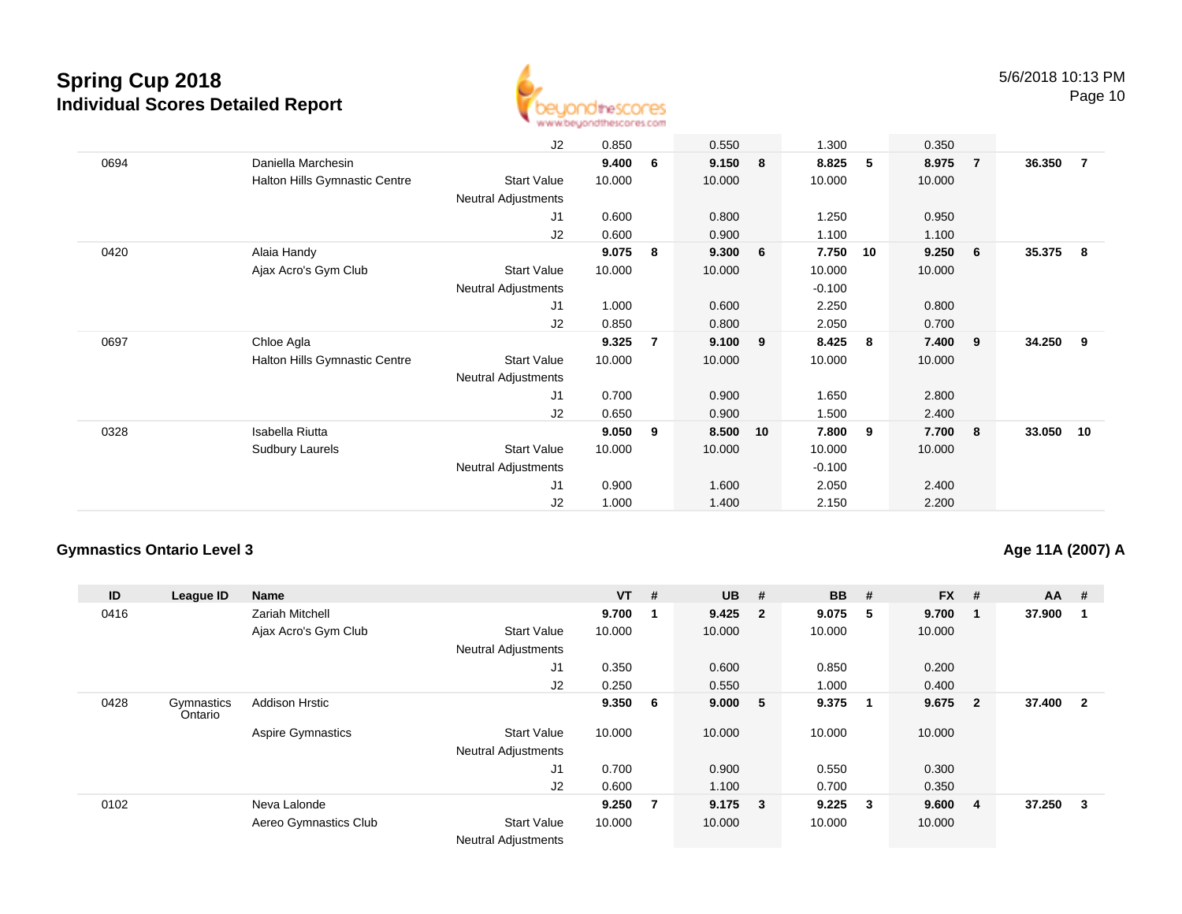# Spring Cup 2018
## Individual Scores Detailed Report

5/6/2018 10:13 PM

| ID | League ID | Name | | VT | # | UB | # | BB | # | FX | # | AA | # |
|---|---|---|---|---|---|---|---|---|---|---|---|---|---|
| | | | J2 | 0.850 | | 0.550 | | 1.300 | | 0.350 | | | |
| 0694 | | Daniella Marchesin | | **9.400** | **6** | **9.150** | **8** | **8.825** | **5** | **8.975** | **7** | **36.350** | **7** |
| | | Halton Hills Gymnastic Centre | Start Value | 10.000 | | 10.000 | | 10.000 | | 10.000 | | | |
| | | | Neutral Adjustments | | | | | | | | | | |
| | | | J1 | 0.600 | | 0.800 | | 1.250 | | 0.950 | | | |
| | | | J2 | 0.600 | | 0.900 | | 1.100 | | 1.100 | | | |
| 0420 | | Alaia Handy | | **9.075** | **8** | **9.300** | **6** | **7.750** | **10** | **9.250** | **6** | **35.375** | **8** |
| | | Ajax Acro's Gym Club | Start Value | 10.000 | | 10.000 | | 10.000 | | 10.000 | | | |
| | | | Neutral Adjustments | | | | | -0.100 | | | | | |
| | | | J1 | 1.000 | | 0.600 | | 2.250 | | 0.800 | | | |
| | | | J2 | 0.850 | | 0.800 | | 2.050 | | 0.700 | | | |
| 0697 | | Chloe Agla | | **9.325** | **7** | **9.100** | **9** | **8.425** | **8** | **7.400** | **9** | **34.250** | **9** |
| | | Halton Hills Gymnastic Centre | Start Value | 10.000 | | 10.000 | | 10.000 | | 10.000 | | | |
| | | | Neutral Adjustments | | | | | | | | | | |
| | | | J1 | 0.700 | | 0.900 | | 1.650 | | 2.800 | | | |
| | | | J2 | 0.650 | | 0.900 | | 1.500 | | 2.400 | | | |
| 0328 | | Isabella Riutta | | **9.050** | **9** | **8.500** | **10** | **7.800** | **9** | **7.700** | **8** | **33.050** | **10** |
| | | Sudbury Laurels | Start Value | 10.000 | | 10.000 | | 10.000 | | 10.000 | | | |
| | | | Neutral Adjustments | | | | | -0.100 | | | | | |
| | | | J1 | 0.900 | | 1.600 | | 2.050 | | 2.400 | | | |
| | | | J2 | 1.000 | | 1.400 | | 2.150 | | 2.200 | | | |

### Gymnastics Ontario Level 3

**Age 11A (2007) A**

| ID | League ID | Name | | VT | # | UB | # | BB | # | FX | # | AA | # |
|---|---|---|---|---|---|---|---|---|---|---|---|---|---|
| 0416 | | Zariah Mitchell | | **9.700** | **1** | **9.425** | **2** | **9.075** | **5** | **9.700** | **1** | **37.900** | **1** |
| | | Ajax Acro's Gym Club | Start Value | 10.000 | | 10.000 | | 10.000 | | 10.000 | | | |
| | | | Neutral Adjustments | | | | | | | | | | |
| | | | J1 | 0.350 | | 0.600 | | 0.850 | | 0.200 | | | |
| | | | J2 | 0.250 | | 0.550 | | 1.000 | | 0.400 | | | |
| 0428 | Gymnastics Ontario | Addison Hrstic | | **9.350** | **6** | **9.000** | **5** | **9.375** | **1** | **9.675** | **2** | **37.400** | **2** |
| | | Aspire Gymnastics | Start Value | 10.000 | | 10.000 | | 10.000 | | 10.000 | | | |
| | | | Neutral Adjustments | | | | | | | | | | |
| | | | J1 | 0.700 | | 0.900 | | 0.550 | | 0.300 | | | |
| | | | J2 | 0.600 | | 1.100 | | 0.700 | | 0.350 | | | |
| 0102 | | Neva Lalonde | | **9.250** | **7** | **9.175** | **3** | **9.225** | **3** | **9.600** | **4** | **37.250** | **3** |
| | | Aereo Gymnastics Club | Start Value | 10.000 | | 10.000 | | 10.000 | | 10.000 | | | |
| | | | Neutral Adjustments | | | | | | | | | | |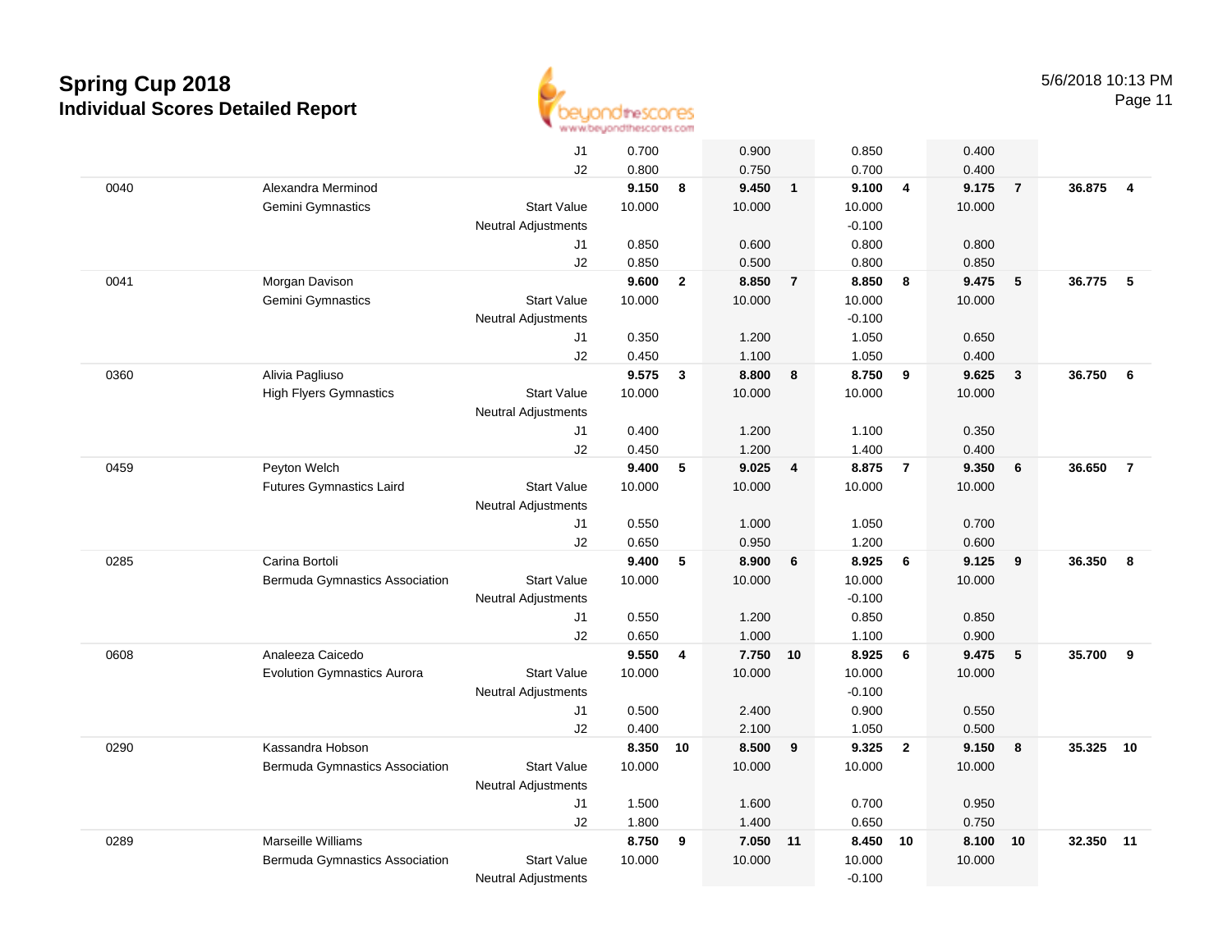# Spring Cup 2018

## Individual Scores Detailed Report

5/6/2018 10:13 PM

| # | Name / Club | | Vault | Rank | Bars | Rank | Beam | Rank | Floor | Rank | AA | Rank |
|---|---|---|---|---|---|---|---|---|---|---|---|---|
| | | J1 | 0.700 | | 0.900 | | 0.850 | | 0.400 | | | |
| | | J2 | 0.800 | | 0.750 | | 0.700 | | 0.400 | | | |
| 0040 | Alexandra Merminod | | **9.150** | **8** | **9.450** | **1** | **9.100** | **4** | **9.175** | **7** | **36.875** | **4** |
| | Gemini Gymnastics | Start Value | 10.000 | | 10.000 | | 10.000 | | 10.000 | | | |
| | | Neutral Adjustments | | | | | -0.100 | | | | | |
| | | J1 | 0.850 | | 0.600 | | 0.800 | | 0.800 | | | |
| | | J2 | 0.850 | | 0.500 | | 0.800 | | 0.850 | | | |
| 0041 | Morgan Davison | | **9.600** | **2** | **8.850** | **7** | **8.850** | **8** | **9.475** | **5** | **36.775** | **5** |
| | Gemini Gymnastics | Start Value | 10.000 | | 10.000 | | 10.000 | | 10.000 | | | |
| | | Neutral Adjustments | | | | | -0.100 | | | | | |
| | | J1 | 0.350 | | 1.200 | | 1.050 | | 0.650 | | | |
| | | J2 | 0.450 | | 1.100 | | 1.050 | | 0.400 | | | |
| 0360 | Alivia Pagliuso | | **9.575** | **3** | **8.800** | **8** | **8.750** | **9** | **9.625** | **3** | **36.750** | **6** |
| | High Flyers Gymnastics | Start Value | 10.000 | | 10.000 | | 10.000 | | 10.000 | | | |
| | | Neutral Adjustments | | | | | | | | | | |
| | | J1 | 0.400 | | 1.200 | | 1.100 | | 0.350 | | | |
| | | J2 | 0.450 | | 1.200 | | 1.400 | | 0.400 | | | |
| 0459 | Peyton Welch | | **9.400** | **5** | **9.025** | **4** | **8.875** | **7** | **9.350** | **6** | **36.650** | **7** |
| | Futures Gymnastics Laird | Start Value | 10.000 | | 10.000 | | 10.000 | | 10.000 | | | |
| | | Neutral Adjustments | | | | | | | | | | |
| | | J1 | 0.550 | | 1.000 | | 1.050 | | 0.700 | | | |
| | | J2 | 0.650 | | 0.950 | | 1.200 | | 0.600 | | | |
| 0285 | Carina Bortoli | | **9.400** | **5** | **8.900** | **6** | **8.925** | **6** | **9.125** | **9** | **36.350** | **8** |
| | Bermuda Gymnastics Association | Start Value | 10.000 | | 10.000 | | 10.000 | | 10.000 | | | |
| | | Neutral Adjustments | | | | | -0.100 | | | | | |
| | | J1 | 0.550 | | 1.200 | | 0.850 | | 0.850 | | | |
| | | J2 | 0.650 | | 1.000 | | 1.100 | | 0.900 | | | |
| 0608 | Analeeza Caicedo | | **9.550** | **4** | **7.750** | **10** | **8.925** | **6** | **9.475** | **5** | **35.700** | **9** |
| | Evolution Gymnastics Aurora | Start Value | 10.000 | | 10.000 | | 10.000 | | 10.000 | | | |
| | | Neutral Adjustments | | | | | -0.100 | | | | | |
| | | J1 | 0.500 | | 2.400 | | 0.900 | | 0.550 | | | |
| | | J2 | 0.400 | | 2.100 | | 1.050 | | 0.500 | | | |
| 0290 | Kassandra Hobson | | **8.350** | **10** | **8.500** | **9** | **9.325** | **2** | **9.150** | **8** | **35.325** | **10** |
| | Bermuda Gymnastics Association | Start Value | 10.000 | | 10.000 | | 10.000 | | 10.000 | | | |
| | | Neutral Adjustments | | | | | | | | | | |
| | | J1 | 1.500 | | 1.600 | | 0.700 | | 0.950 | | | |
| | | J2 | 1.800 | | 1.400 | | 0.650 | | 0.750 | | | |
| 0289 | Marseille Williams | | **8.750** | **9** | **7.050** | **11** | **8.450** | **10** | **8.100** | **10** | **32.350** | **11** |
| | Bermuda Gymnastics Association | Start Value | 10.000 | | 10.000 | | 10.000 | | 10.000 | | | |
| | | Neutral Adjustments | | | | | -0.100 | | | | | |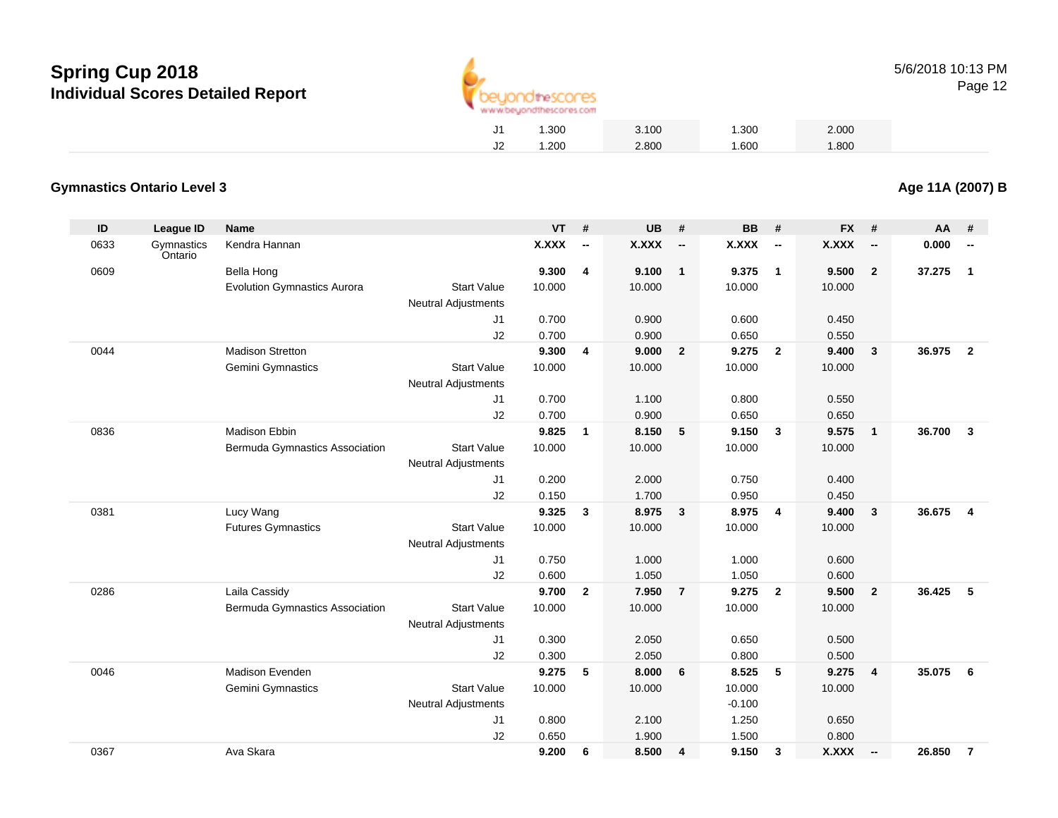# Spring Cup 2018
## Individual Scores Detailed Report

| | VT | UB | BB | FX |
|---|---|---|---|---|
| J1 | 1.300 | 3.100 | 1.300 | 2.000 |
| J2 | 1.200 | 2.800 | 1.600 | 1.800 |

### Gymnastics Ontario Level 3

**Age 11A (2007) B**

| ID | League ID | Name | | VT | # | UB | # | BB | # | FX | # | AA | # |
|---|---|---|---|---|---|---|---|---|---|---|---|---|---|
| 0633 | Gymnastics Ontario | Kendra Hannan | | **X.XXX** | **--** | **X.XXX** | **--** | **X.XXX** | **--** | **X.XXX** | **--** | **0.000** | **--** |
| 0609 | | Bella Hong | | **9.300** | **4** | **9.100** | **1** | **9.375** | **1** | **9.500** | **2** | **37.275** | **1** |
| | | Evolution Gymnastics Aurora | Start Value | 10.000 | | 10.000 | | 10.000 | | 10.000 | | | |
| | | | Neutral Adjustments | | | | | | | | | | |
| | | | J1 | 0.700 | | 0.900 | | 0.600 | | 0.450 | | | |
| | | | J2 | 0.700 | | 0.900 | | 0.650 | | 0.550 | | | |
| 0044 | | Madison Stretton | | **9.300** | **4** | **9.000** | **2** | **9.275** | **2** | **9.400** | **3** | **36.975** | **2** |
| | | Gemini Gymnastics | Start Value | 10.000 | | 10.000 | | 10.000 | | 10.000 | | | |
| | | | Neutral Adjustments | | | | | | | | | | |
| | | | J1 | 0.700 | | 1.100 | | 0.800 | | 0.550 | | | |
| | | | J2 | 0.700 | | 0.900 | | 0.650 | | 0.650 | | | |
| 0836 | | Madison Ebbin | | **9.825** | **1** | **8.150** | **5** | **9.150** | **3** | **9.575** | **1** | **36.700** | **3** |
| | | Bermuda Gymnastics Association | Start Value | 10.000 | | 10.000 | | 10.000 | | 10.000 | | | |
| | | | Neutral Adjustments | | | | | | | | | | |
| | | | J1 | 0.200 | | 2.000 | | 0.750 | | 0.400 | | | |
| | | | J2 | 0.150 | | 1.700 | | 0.950 | | 0.450 | | | |
| 0381 | | Lucy Wang | | **9.325** | **3** | **8.975** | **3** | **8.975** | **4** | **9.400** | **3** | **36.675** | **4** |
| | | Futures Gymnastics | Start Value | 10.000 | | 10.000 | | 10.000 | | 10.000 | | | |
| | | | Neutral Adjustments | | | | | | | | | | |
| | | | J1 | 0.750 | | 1.000 | | 1.000 | | 0.600 | | | |
| | | | J2 | 0.600 | | 1.050 | | 1.050 | | 0.600 | | | |
| 0286 | | Laila Cassidy | | **9.700** | **2** | **7.950** | **7** | **9.275** | **2** | **9.500** | **2** | **36.425** | **5** |
| | | Bermuda Gymnastics Association | Start Value | 10.000 | | 10.000 | | 10.000 | | 10.000 | | | |
| | | | Neutral Adjustments | | | | | | | | | | |
| | | | J1 | 0.300 | | 2.050 | | 0.650 | | 0.500 | | | |
| | | | J2 | 0.300 | | 2.050 | | 0.800 | | 0.500 | | | |
| 0046 | | Madison Evenden | | **9.275** | **5** | **8.000** | **6** | **8.525** | **5** | **9.275** | **4** | **35.075** | **6** |
| | | Gemini Gymnastics | Start Value | 10.000 | | 10.000 | | 10.000 | | 10.000 | | | |
| | | | Neutral Adjustments | | | | | -0.100 | | | | | |
| | | | J1 | 0.800 | | 2.100 | | 1.250 | | 0.650 | | | |
| | | | J2 | 0.650 | | 1.900 | | 1.500 | | 0.800 | | | |
| 0367 | | Ava Skara | | **9.200** | **6** | **8.500** | **4** | **9.150** | **3** | **X.XXX** | **--** | **26.850** | **7** |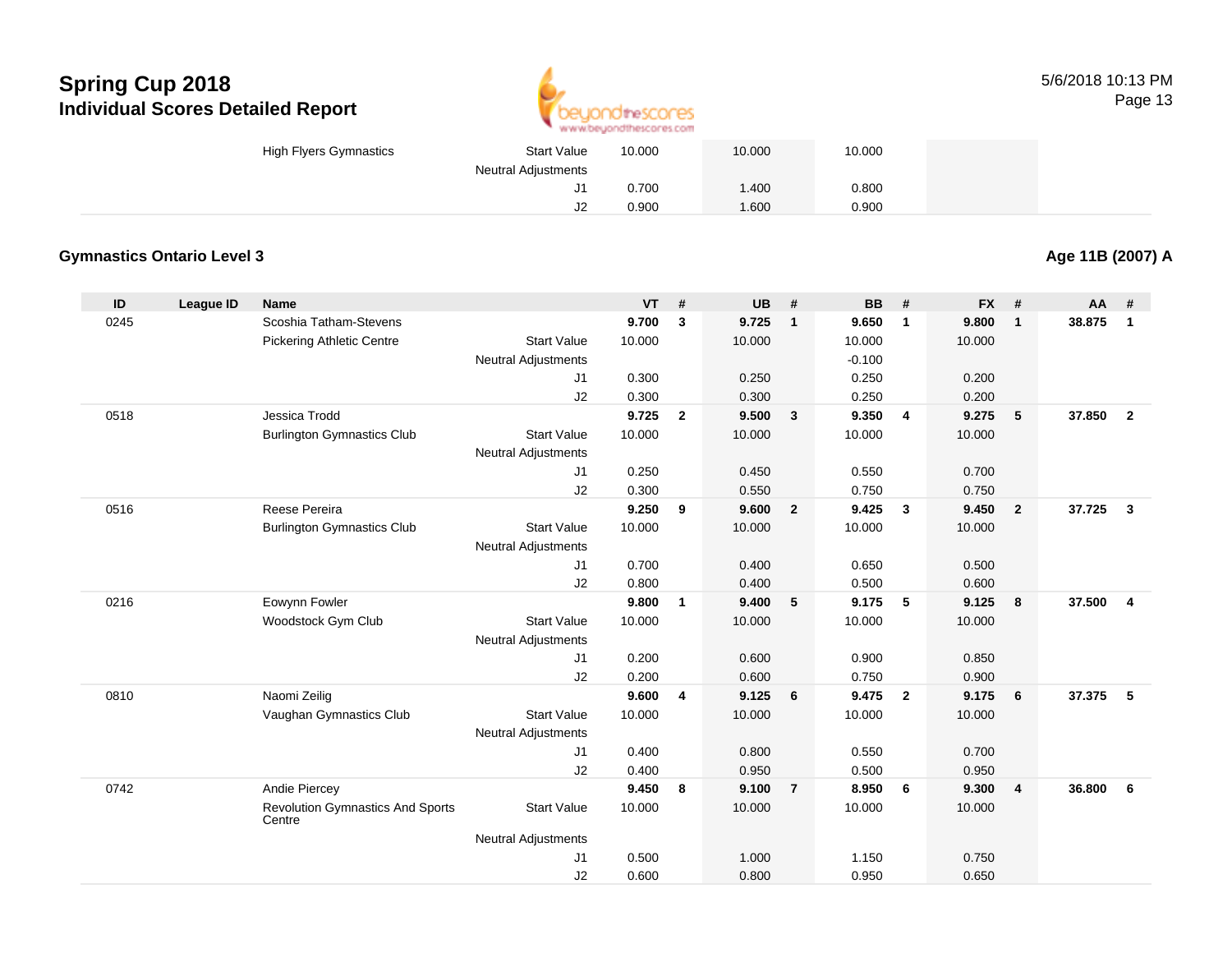# Spring Cup 2018

## Individual Scores Detailed Report

| | | | | VT | # | UB | # | BB | # | FX | # | AA | # |
|---|---|---|---|---|---|---|---|---|---|---|---|---|---|
| | | High Flyers Gymnastics | Start Value | 10.000 | | 10.000 | | 10.000 | | | | | |
| | | | Neutral Adjustments | | | | | | | | | | |
| | | | J1 | 0.700 | | 1.400 | | 0.800 | | | | | |
| | | | J2 | 0.900 | | 1.600 | | 0.900 | | | | | |

### Gymnastics Ontario Level 3

**Age 11B (2007) A**

| ID | League ID | Name | | VT | # | UB | # | BB | # | FX | # | AA | # |
|---|---|---|---|---|---|---|---|---|---|---|---|---|---|
| 0245 | | Scoshia Tatham-Stevens | | **9.700** | **3** | **9.725** | **1** | **9.650** | **1** | **9.800** | **1** | **38.875** | **1** |
| | | Pickering Athletic Centre | Start Value | 10.000 | | 10.000 | | 10.000 | | 10.000 | | | |
| | | | Neutral Adjustments | | | | | -0.100 | | | | | |
| | | | J1 | 0.300 | | 0.250 | | 0.250 | | 0.200 | | | |
| | | | J2 | 0.300 | | 0.300 | | 0.250 | | 0.200 | | | |
| 0518 | | Jessica Trodd | | **9.725** | **2** | **9.500** | **3** | **9.350** | **4** | **9.275** | **5** | **37.850** | **2** |
| | | Burlington Gymnastics Club | Start Value | 10.000 | | 10.000 | | 10.000 | | 10.000 | | | |
| | | | Neutral Adjustments | | | | | | | | | | |
| | | | J1 | 0.250 | | 0.450 | | 0.550 | | 0.700 | | | |
| | | | J2 | 0.300 | | 0.550 | | 0.750 | | 0.750 | | | |
| 0516 | | Reese Pereira | | **9.250** | **9** | **9.600** | **2** | **9.425** | **3** | **9.450** | **2** | **37.725** | **3** |
| | | Burlington Gymnastics Club | Start Value | 10.000 | | 10.000 | | 10.000 | | 10.000 | | | |
| | | | Neutral Adjustments | | | | | | | | | | |
| | | | J1 | 0.700 | | 0.400 | | 0.650 | | 0.500 | | | |
| | | | J2 | 0.800 | | 0.400 | | 0.500 | | 0.600 | | | |
| 0216 | | Eowynn Fowler | | **9.800** | **1** | **9.400** | **5** | **9.175** | **5** | **9.125** | **8** | **37.500** | **4** |
| | | Woodstock Gym Club | Start Value | 10.000 | | 10.000 | | 10.000 | | 10.000 | | | |
| | | | Neutral Adjustments | | | | | | | | | | |
| | | | J1 | 0.200 | | 0.600 | | 0.900 | | 0.850 | | | |
| | | | J2 | 0.200 | | 0.600 | | 0.750 | | 0.900 | | | |
| 0810 | | Naomi Zeilig | | **9.600** | **4** | **9.125** | **6** | **9.475** | **2** | **9.175** | **6** | **37.375** | **5** |
| | | Vaughan Gymnastics Club | Start Value | 10.000 | | 10.000 | | 10.000 | | 10.000 | | | |
| | | | Neutral Adjustments | | | | | | | | | | |
| | | | J1 | 0.400 | | 0.800 | | 0.550 | | 0.700 | | | |
| | | | J2 | 0.400 | | 0.950 | | 0.500 | | 0.950 | | | |
| 0742 | | Andie Piercey | | **9.450** | **8** | **9.100** | **7** | **8.950** | **6** | **9.300** | **4** | **36.800** | **6** |
| | | Revolution Gymnastics And Sports Centre | Start Value | 10.000 | | 10.000 | | 10.000 | | 10.000 | | | |
| | | | Neutral Adjustments | | | | | | | | | | |
| | | | J1 | 0.500 | | 1.000 | | 1.150 | | 0.750 | | | |
| | | | J2 | 0.600 | | 0.800 | | 0.950 | | 0.650 | | | |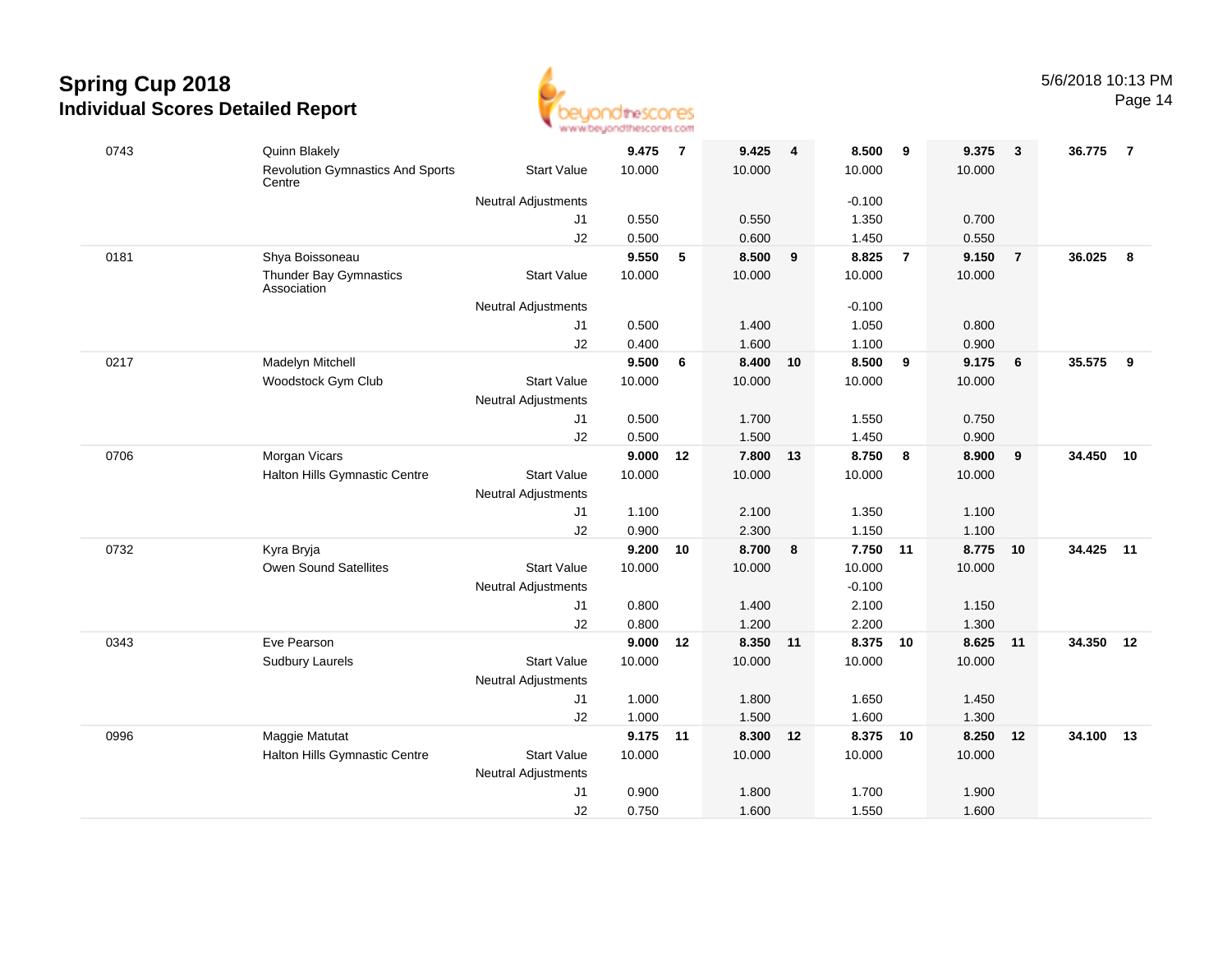# Spring Cup 2018
## Individual Scores Detailed Report

5/6/2018 10:13 PM

| # | Name / Club | | Vault | Rank | Bars | Rank | Beam | Rank | Floor | Rank | AA | Rank |
|---|---|---|---|---|---|---|---|---|---|---|---|---|
| 0743 | Quinn Blakely | | **9.475** | **7** | **9.425** | **4** | **8.500** | **9** | **9.375** | **3** | **36.775** | **7** |
| | Revolution Gymnastics And Sports Centre | Start Value | 10.000 | | 10.000 | | 10.000 | | 10.000 | | | |
| | | Neutral Adjustments | | | | | -0.100 | | | | | |
| | | J1 | 0.550 | | 0.550 | | 1.350 | | 0.700 | | | |
| | | J2 | 0.500 | | 0.600 | | 1.450 | | 0.550 | | | |
| 0181 | Shya Boissoneau | | **9.550** | **5** | **8.500** | **9** | **8.825** | **7** | **9.150** | **7** | **36.025** | **8** |
| | Thunder Bay Gymnastics Association | Start Value | 10.000 | | 10.000 | | 10.000 | | 10.000 | | | |
| | | Neutral Adjustments | | | | | -0.100 | | | | | |
| | | J1 | 0.500 | | 1.400 | | 1.050 | | 0.800 | | | |
| | | J2 | 0.400 | | 1.600 | | 1.100 | | 0.900 | | | |
| 0217 | Madelyn Mitchell | | **9.500** | **6** | **8.400** | **10** | **8.500** | **9** | **9.175** | **6** | **35.575** | **9** |
| | Woodstock Gym Club | Start Value | 10.000 | | 10.000 | | 10.000 | | 10.000 | | | |
| | | Neutral Adjustments | | | | | | | | | | |
| | | J1 | 0.500 | | 1.700 | | 1.550 | | 0.750 | | | |
| | | J2 | 0.500 | | 1.500 | | 1.450 | | 0.900 | | | |
| 0706 | Morgan Vicars | | **9.000** | **12** | **7.800** | **13** | **8.750** | **8** | **8.900** | **9** | **34.450** | **10** |
| | Halton Hills Gymnastic Centre | Start Value | 10.000 | | 10.000 | | 10.000 | | 10.000 | | | |
| | | Neutral Adjustments | | | | | | | | | | |
| | | J1 | 1.100 | | 2.100 | | 1.350 | | 1.100 | | | |
| | | J2 | 0.900 | | 2.300 | | 1.150 | | 1.100 | | | |
| 0732 | Kyra Bryja | | **9.200** | **10** | **8.700** | **8** | **7.750** | **11** | **8.775** | **10** | **34.425** | **11** |
| | Owen Sound Satellites | Start Value | 10.000 | | 10.000 | | 10.000 | | 10.000 | | | |
| | | Neutral Adjustments | | | | | -0.100 | | | | | |
| | | J1 | 0.800 | | 1.400 | | 2.100 | | 1.150 | | | |
| | | J2 | 0.800 | | 1.200 | | 2.200 | | 1.300 | | | |
| 0343 | Eve Pearson | | **9.000** | **12** | **8.350** | **11** | **8.375** | **10** | **8.625** | **11** | **34.350** | **12** |
| | Sudbury Laurels | Start Value | 10.000 | | 10.000 | | 10.000 | | 10.000 | | | |
| | | Neutral Adjustments | | | | | | | | | | |
| | | J1 | 1.000 | | 1.800 | | 1.650 | | 1.450 | | | |
| | | J2 | 1.000 | | 1.500 | | 1.600 | | 1.300 | | | |
| 0996 | Maggie Matutat | | **9.175** | **11** | **8.300** | **12** | **8.375** | **10** | **8.250** | **12** | **34.100** | **13** |
| | Halton Hills Gymnastic Centre | Start Value | 10.000 | | 10.000 | | 10.000 | | 10.000 | | | |
| | | Neutral Adjustments | | | | | | | | | | |
| | | J1 | 0.900 | | 1.800 | | 1.700 | | 1.900 | | | |
| | | J2 | 0.750 | | 1.600 | | 1.550 | | 1.600 | | | |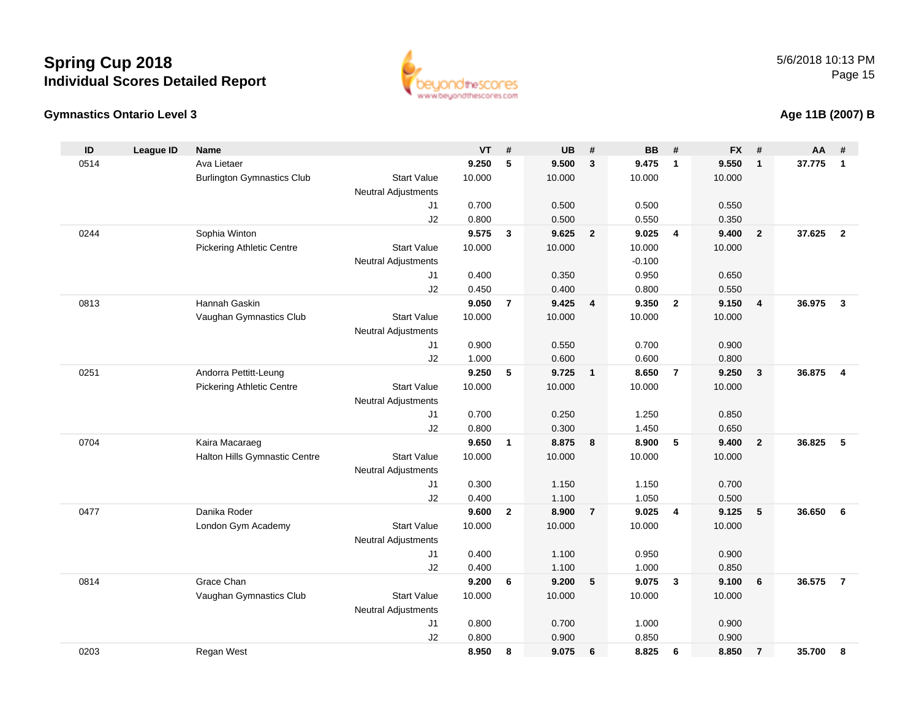# Spring Cup 2018
## Individual Scores Detailed Report

5/6/2018 10:13 PM

### Gymnastics Ontario Level 3

### Age 11B (2007) B

| ID | League ID | Name | | VT | # | UB | # | BB | # | FX | # | AA | # |
|---|---|---|---|---|---|---|---|---|---|---|---|---|---|
| 0514 | | Ava Lietaer | | **9.250** | **5** | **9.500** | **3** | **9.475** | **1** | **9.550** | **1** | **37.775** | **1** |
| | | Burlington Gymnastics Club | Start Value | 10.000 | | 10.000 | | 10.000 | | 10.000 | | | |
| | | | Neutral Adjustments | | | | | | | | | | |
| | | | J1 | 0.700 | | 0.500 | | 0.500 | | 0.550 | | | |
| | | | J2 | 0.800 | | 0.500 | | 0.550 | | 0.350 | | | |
| 0244 | | Sophia Winton | | **9.575** | **3** | **9.625** | **2** | **9.025** | **4** | **9.400** | **2** | **37.625** | **2** |
| | | Pickering Athletic Centre | Start Value | 10.000 | | 10.000 | | 10.000 | | 10.000 | | | |
| | | | Neutral Adjustments | | | | | -0.100 | | | | | |
| | | | J1 | 0.400 | | 0.350 | | 0.950 | | 0.650 | | | |
| | | | J2 | 0.450 | | 0.400 | | 0.800 | | 0.550 | | | |
| 0813 | | Hannah Gaskin | | **9.050** | **7** | **9.425** | **4** | **9.350** | **2** | **9.150** | **4** | **36.975** | **3** |
| | | Vaughan Gymnastics Club | Start Value | 10.000 | | 10.000 | | 10.000 | | 10.000 | | | |
| | | | Neutral Adjustments | | | | | | | | | | |
| | | | J1 | 0.900 | | 0.550 | | 0.700 | | 0.900 | | | |
| | | | J2 | 1.000 | | 0.600 | | 0.600 | | 0.800 | | | |
| 0251 | | Andorra Pettitt-Leung | | **9.250** | **5** | **9.725** | **1** | **8.650** | **7** | **9.250** | **3** | **36.875** | **4** |
| | | Pickering Athletic Centre | Start Value | 10.000 | | 10.000 | | 10.000 | | 10.000 | | | |
| | | | Neutral Adjustments | | | | | | | | | | |
| | | | J1 | 0.700 | | 0.250 | | 1.250 | | 0.850 | | | |
| | | | J2 | 0.800 | | 0.300 | | 1.450 | | 0.650 | | | |
| 0704 | | Kaira Macaraeg | | **9.650** | **1** | **8.875** | **8** | **8.900** | **5** | **9.400** | **2** | **36.825** | **5** |
| | | Halton Hills Gymnastic Centre | Start Value | 10.000 | | 10.000 | | 10.000 | | 10.000 | | | |
| | | | Neutral Adjustments | | | | | | | | | | |
| | | | J1 | 0.300 | | 1.150 | | 1.150 | | 0.700 | | | |
| | | | J2 | 0.400 | | 1.100 | | 1.050 | | 0.500 | | | |
| 0477 | | Danika Roder | | **9.600** | **2** | **8.900** | **7** | **9.025** | **4** | **9.125** | **5** | **36.650** | **6** |
| | | London Gym Academy | Start Value | 10.000 | | 10.000 | | 10.000 | | 10.000 | | | |
| | | | Neutral Adjustments | | | | | | | | | | |
| | | | J1 | 0.400 | | 1.100 | | 0.950 | | 0.900 | | | |
| | | | J2 | 0.400 | | 1.100 | | 1.000 | | 0.850 | | | |
| 0814 | | Grace Chan | | **9.200** | **6** | **9.200** | **5** | **9.075** | **3** | **9.100** | **6** | **36.575** | **7** |
| | | Vaughan Gymnastics Club | Start Value | 10.000 | | 10.000 | | 10.000 | | 10.000 | | | |
| | | | Neutral Adjustments | | | | | | | | | | |
| | | | J1 | 0.800 | | 0.700 | | 1.000 | | 0.900 | | | |
| | | | J2 | 0.800 | | 0.900 | | 0.850 | | 0.900 | | | |
| 0203 | | Regan West | | **8.950** | **8** | **9.075** | **6** | **8.825** | **6** | **8.850** | **7** | **35.700** | **8** |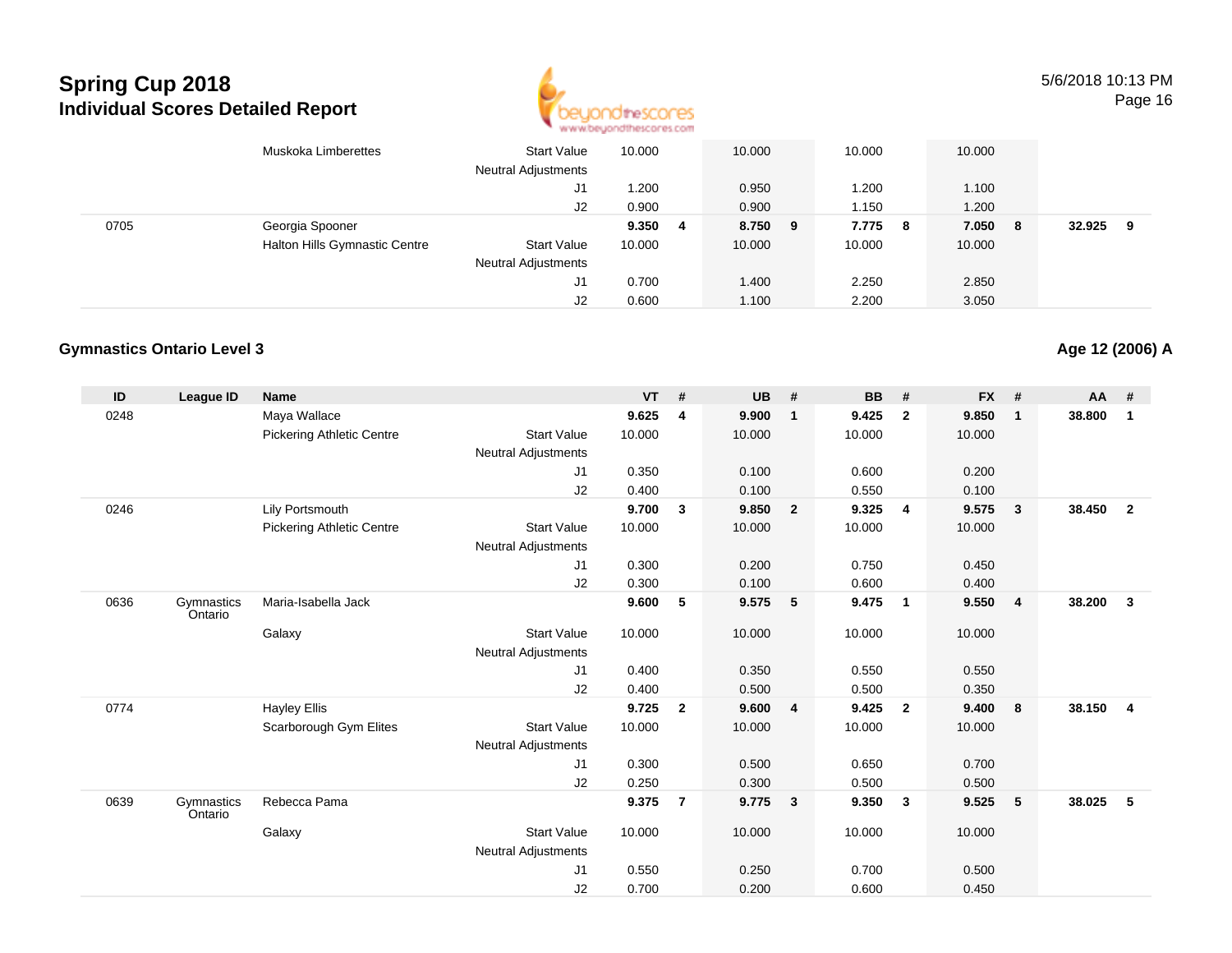| ID | League ID | Name | | VT | # | UB | # | BB | # | FX | # | AA | # |
|---|---|---|---|---|---|---|---|---|---|---|---|---|---|
| | | Muskoka Limberettes | Start Value | 10.000 | | 10.000 | | 10.000 | | 10.000 | | | |
| | | | Neutral Adjustments | | | | | | | | | | |
| | | | J1 | 1.200 | | 0.950 | | 1.200 | | 1.100 | | | |
| | | | J2 | 0.900 | | 0.900 | | 1.150 | | 1.200 | | | |
| 0705 | | Georgia Spooner | | **9.350** | **4** | **8.750** | **9** | **7.775** | **8** | **7.050** | **8** | **32.925** | **9** |
| | | Halton Hills Gymnastic Centre | Start Value | 10.000 | | 10.000 | | 10.000 | | 10.000 | | | |
| | | | Neutral Adjustments | | | | | | | | | | |
| | | | J1 | 0.700 | | 1.400 | | 2.250 | | 2.850 | | | |
| | | | J2 | 0.600 | | 1.100 | | 2.200 | | 3.050 | | | |

## Gymnastics Ontario Level 3

**Age 12 (2006) A**

| ID | League ID | Name | | VT | # | UB | # | BB | # | FX | # | AA | # |
|---|---|---|---|---|---|---|---|---|---|---|---|---|---|
| 0248 | | Maya Wallace | | **9.625** | **4** | **9.900** | **1** | **9.425** | **2** | **9.850** | **1** | **38.800** | **1** |
| | | Pickering Athletic Centre | Start Value | 10.000 | | 10.000 | | 10.000 | | 10.000 | | | |
| | | | Neutral Adjustments | | | | | | | | | | |
| | | | J1 | 0.350 | | 0.100 | | 0.600 | | 0.200 | | | |
| | | | J2 | 0.400 | | 0.100 | | 0.550 | | 0.100 | | | |
| 0246 | | Lily Portsmouth | | **9.700** | **3** | **9.850** | **2** | **9.325** | **4** | **9.575** | **3** | **38.450** | **2** |
| | | Pickering Athletic Centre | Start Value | 10.000 | | 10.000 | | 10.000 | | 10.000 | | | |
| | | | Neutral Adjustments | | | | | | | | | | |
| | | | J1 | 0.300 | | 0.200 | | 0.750 | | 0.450 | | | |
| | | | J2 | 0.300 | | 0.100 | | 0.600 | | 0.400 | | | |
| 0636 | Gymnastics Ontario | Maria-Isabella Jack | | **9.600** | **5** | **9.575** | **5** | **9.475** | **1** | **9.550** | **4** | **38.200** | **3** |
| | | Galaxy | Start Value | 10.000 | | 10.000 | | 10.000 | | 10.000 | | | |
| | | | Neutral Adjustments | | | | | | | | | | |
| | | | J1 | 0.400 | | 0.350 | | 0.550 | | 0.550 | | | |
| | | | J2 | 0.400 | | 0.500 | | 0.500 | | 0.350 | | | |
| 0774 | | Hayley Ellis | | **9.725** | **2** | **9.600** | **4** | **9.425** | **2** | **9.400** | **8** | **38.150** | **4** |
| | | Scarborough Gym Elites | Start Value | 10.000 | | 10.000 | | 10.000 | | 10.000 | | | |
| | | | Neutral Adjustments | | | | | | | | | | |
| | | | J1 | 0.300 | | 0.500 | | 0.650 | | 0.700 | | | |
| | | | J2 | 0.250 | | 0.300 | | 0.500 | | 0.500 | | | |
| 0639 | Gymnastics Ontario | Rebecca Pama | | **9.375** | **7** | **9.775** | **3** | **9.350** | **3** | **9.525** | **5** | **38.025** | **5** |
| | | Galaxy | Start Value | 10.000 | | 10.000 | | 10.000 | | 10.000 | | | |
| | | | Neutral Adjustments | | | | | | | | | | |
| | | | J1 | 0.550 | | 0.250 | | 0.700 | | 0.500 | | | |
| | | | J2 | 0.700 | | 0.200 | | 0.600 | | 0.450 | | | |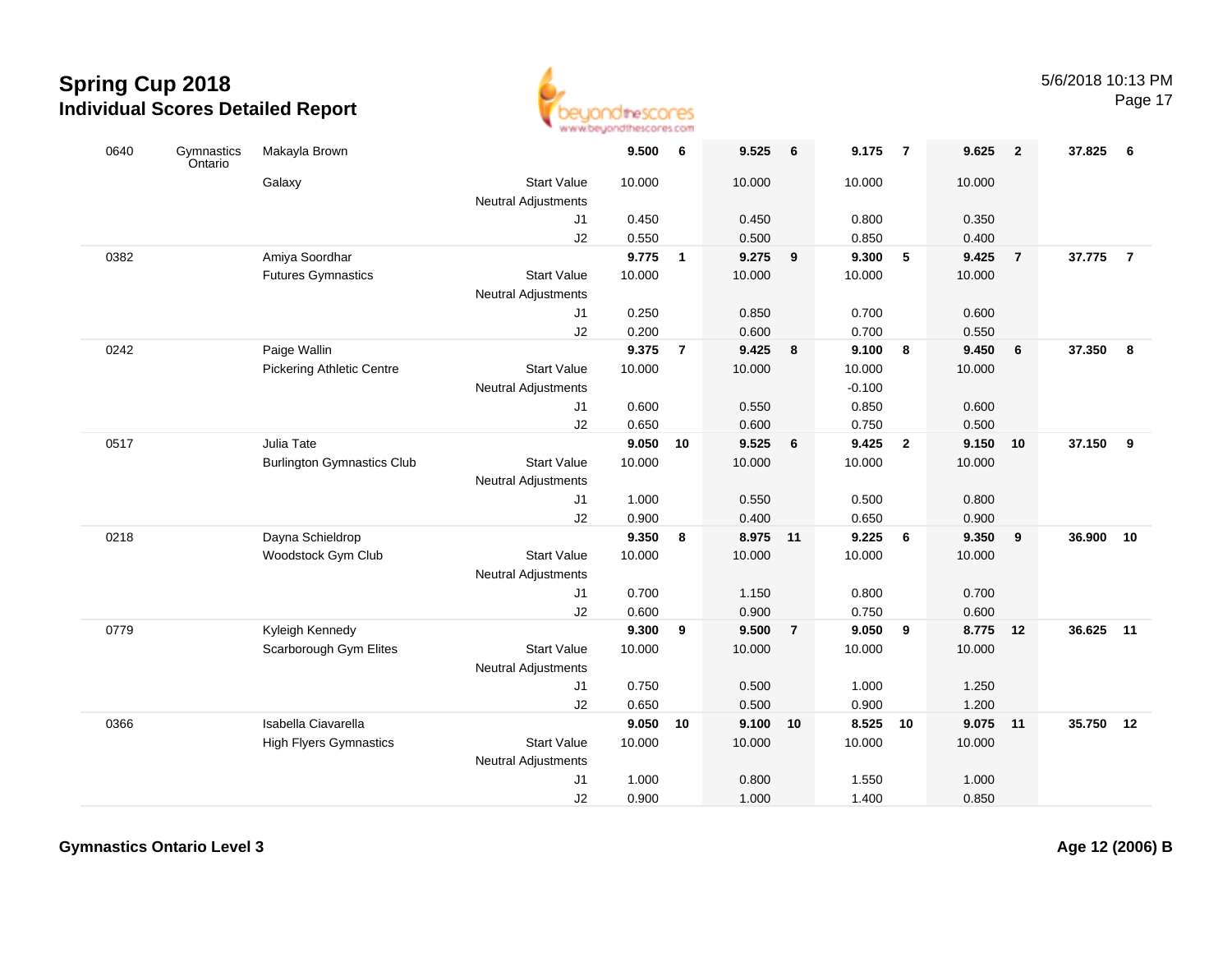# Spring Cup 2018
## Individual Scores Detailed Report

5/6/2018 10:13 PM

| | | | | Vault | Rank | Bars | Rank | Beam | Rank | Floor | Rank | AA | Rank |
|---|---|---|---|---|---|---|---|---|---|---|---|---|---|
| 0640 | Gymnastics Ontario | Makayla Brown | | 9.500 | 6 | 9.525 | 6 | 9.175 | 7 | 9.625 | 2 | 37.825 | 6 |
| | | Galaxy | Start Value | 10.000 | | 10.000 | | 10.000 | | 10.000 | | | |
| | | | Neutral Adjustments | | | | | | | | | | |
| | | | J1 | 0.450 | | 0.450 | | 0.800 | | 0.350 | | | |
| | | | J2 | 0.550 | | 0.500 | | 0.850 | | 0.400 | | | |
| 0382 | | Amiya Soordhar | | 9.775 | 1 | 9.275 | 9 | 9.300 | 5 | 9.425 | 7 | 37.775 | 7 |
| | | Futures Gymnastics | Start Value | 10.000 | | 10.000 | | 10.000 | | 10.000 | | | |
| | | | Neutral Adjustments | | | | | | | | | | |
| | | | J1 | 0.250 | | 0.850 | | 0.700 | | 0.600 | | | |
| | | | J2 | 0.200 | | 0.600 | | 0.700 | | 0.550 | | | |
| 0242 | | Paige Wallin | | 9.375 | 7 | 9.425 | 8 | 9.100 | 8 | 9.450 | 6 | 37.350 | 8 |
| | | Pickering Athletic Centre | Start Value | 10.000 | | 10.000 | | 10.000 | | 10.000 | | | |
| | | | Neutral Adjustments | | | | | -0.100 | | | | | |
| | | | J1 | 0.600 | | 0.550 | | 0.850 | | 0.600 | | | |
| | | | J2 | 0.650 | | 0.600 | | 0.750 | | 0.500 | | | |
| 0517 | | Julia Tate | | 9.050 | 10 | 9.525 | 6 | 9.425 | 2 | 9.150 | 10 | 37.150 | 9 |
| | | Burlington Gymnastics Club | Start Value | 10.000 | | 10.000 | | 10.000 | | 10.000 | | | |
| | | | Neutral Adjustments | | | | | | | | | | |
| | | | J1 | 1.000 | | 0.550 | | 0.500 | | 0.800 | | | |
| | | | J2 | 0.900 | | 0.400 | | 0.650 | | 0.900 | | | |
| 0218 | | Dayna Schieldrop | | 9.350 | 8 | 8.975 | 11 | 9.225 | 6 | 9.350 | 9 | 36.900 | 10 |
| | | Woodstock Gym Club | Start Value | 10.000 | | 10.000 | | 10.000 | | 10.000 | | | |
| | | | Neutral Adjustments | | | | | | | | | | |
| | | | J1 | 0.700 | | 1.150 | | 0.800 | | 0.700 | | | |
| | | | J2 | 0.600 | | 0.900 | | 0.750 | | 0.600 | | | |
| 0779 | | Kyleigh Kennedy | | 9.300 | 9 | 9.500 | 7 | 9.050 | 9 | 8.775 | 12 | 36.625 | 11 |
| | | Scarborough Gym Elites | Start Value | 10.000 | | 10.000 | | 10.000 | | 10.000 | | | |
| | | | Neutral Adjustments | | | | | | | | | | |
| | | | J1 | 0.750 | | 0.500 | | 1.000 | | 1.250 | | | |
| | | | J2 | 0.650 | | 0.500 | | 0.900 | | 1.200 | | | |
| 0366 | | Isabella Ciavarella | | 9.050 | 10 | 9.100 | 10 | 8.525 | 10 | 9.075 | 11 | 35.750 | 12 |
| | | High Flyers Gymnastics | Start Value | 10.000 | | 10.000 | | 10.000 | | 10.000 | | | |
| | | | Neutral Adjustments | | | | | | | | | | |
| | | | J1 | 1.000 | | 0.800 | | 1.550 | | 1.000 | | | |
| | | | J2 | 0.900 | | 1.000 | | 1.400 | | 0.850 | | | |

**Gymnastics Ontario Level 3** — **Age 12 (2006) B**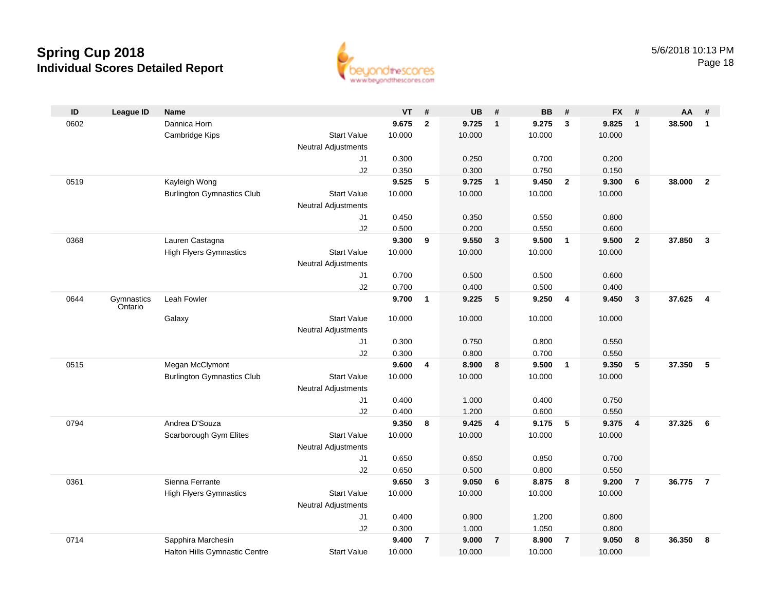# Spring Cup 2018

## Individual Scores Detailed Report

5/6/2018 10:13 PM

| ID | League ID | Name | | VT | # | UB | # | BB | # | FX | # | AA | # |
|---|---|---|---|---|---|---|---|---|---|---|---|---|---|
| 0602 | | Dannica Horn | | **9.675** | **2** | **9.725** | **1** | **9.275** | **3** | **9.825** | **1** | **38.500** | **1** |
| | | Cambridge Kips | Start Value | 10.000 | | 10.000 | | 10.000 | | 10.000 | | | |
| | | | Neutral Adjustments | | | | | | | | | | |
| | | | J1 | 0.300 | | 0.250 | | 0.700 | | 0.200 | | | |
| | | | J2 | 0.350 | | 0.300 | | 0.750 | | 0.150 | | | |
| 0519 | | Kayleigh Wong | | **9.525** | **5** | **9.725** | **1** | **9.450** | **2** | **9.300** | **6** | **38.000** | **2** |
| | | Burlington Gymnastics Club | Start Value | 10.000 | | 10.000 | | 10.000 | | 10.000 | | | |
| | | | Neutral Adjustments | | | | | | | | | | |
| | | | J1 | 0.450 | | 0.350 | | 0.550 | | 0.800 | | | |
| | | | J2 | 0.500 | | 0.200 | | 0.550 | | 0.600 | | | |
| 0368 | | Lauren Castagna | | **9.300** | **9** | **9.550** | **3** | **9.500** | **1** | **9.500** | **2** | **37.850** | **3** |
| | | High Flyers Gymnastics | Start Value | 10.000 | | 10.000 | | 10.000 | | 10.000 | | | |
| | | | Neutral Adjustments | | | | | | | | | | |
| | | | J1 | 0.700 | | 0.500 | | 0.500 | | 0.600 | | | |
| | | | J2 | 0.700 | | 0.400 | | 0.500 | | 0.400 | | | |
| 0644 | Gymnastics Ontario | Leah Fowler | | **9.700** | **1** | **9.225** | **5** | **9.250** | **4** | **9.450** | **3** | **37.625** | **4** |
| | | Galaxy | Start Value | 10.000 | | 10.000 | | 10.000 | | 10.000 | | | |
| | | | Neutral Adjustments | | | | | | | | | | |
| | | | J1 | 0.300 | | 0.750 | | 0.800 | | 0.550 | | | |
| | | | J2 | 0.300 | | 0.800 | | 0.700 | | 0.550 | | | |
| 0515 | | Megan McClymont | | **9.600** | **4** | **8.900** | **8** | **9.500** | **1** | **9.350** | **5** | **37.350** | **5** |
| | | Burlington Gymnastics Club | Start Value | 10.000 | | 10.000 | | 10.000 | | 10.000 | | | |
| | | | Neutral Adjustments | | | | | | | | | | |
| | | | J1 | 0.400 | | 1.000 | | 0.400 | | 0.750 | | | |
| | | | J2 | 0.400 | | 1.200 | | 0.600 | | 0.550 | | | |
| 0794 | | Andrea D'Souza | | **9.350** | **8** | **9.425** | **4** | **9.175** | **5** | **9.375** | **4** | **37.325** | **6** |
| | | Scarborough Gym Elites | Start Value | 10.000 | | 10.000 | | 10.000 | | 10.000 | | | |
| | | | Neutral Adjustments | | | | | | | | | | |
| | | | J1 | 0.650 | | 0.650 | | 0.850 | | 0.700 | | | |
| | | | J2 | 0.650 | | 0.500 | | 0.800 | | 0.550 | | | |
| 0361 | | Sienna Ferrante | | **9.650** | **3** | **9.050** | **6** | **8.875** | **8** | **9.200** | **7** | **36.775** | **7** |
| | | High Flyers Gymnastics | Start Value | 10.000 | | 10.000 | | 10.000 | | 10.000 | | | |
| | | | Neutral Adjustments | | | | | | | | | | |
| | | | J1 | 0.400 | | 0.900 | | 1.200 | | 0.800 | | | |
| | | | J2 | 0.300 | | 1.000 | | 1.050 | | 0.800 | | | |
| 0714 | | Sapphira Marchesin | | **9.400** | **7** | **9.000** | **7** | **8.900** | **7** | **9.050** | **8** | **36.350** | **8** |
| | | Halton Hills Gymnastic Centre | Start Value | 10.000 | | 10.000 | | 10.000 | | 10.000 | | | |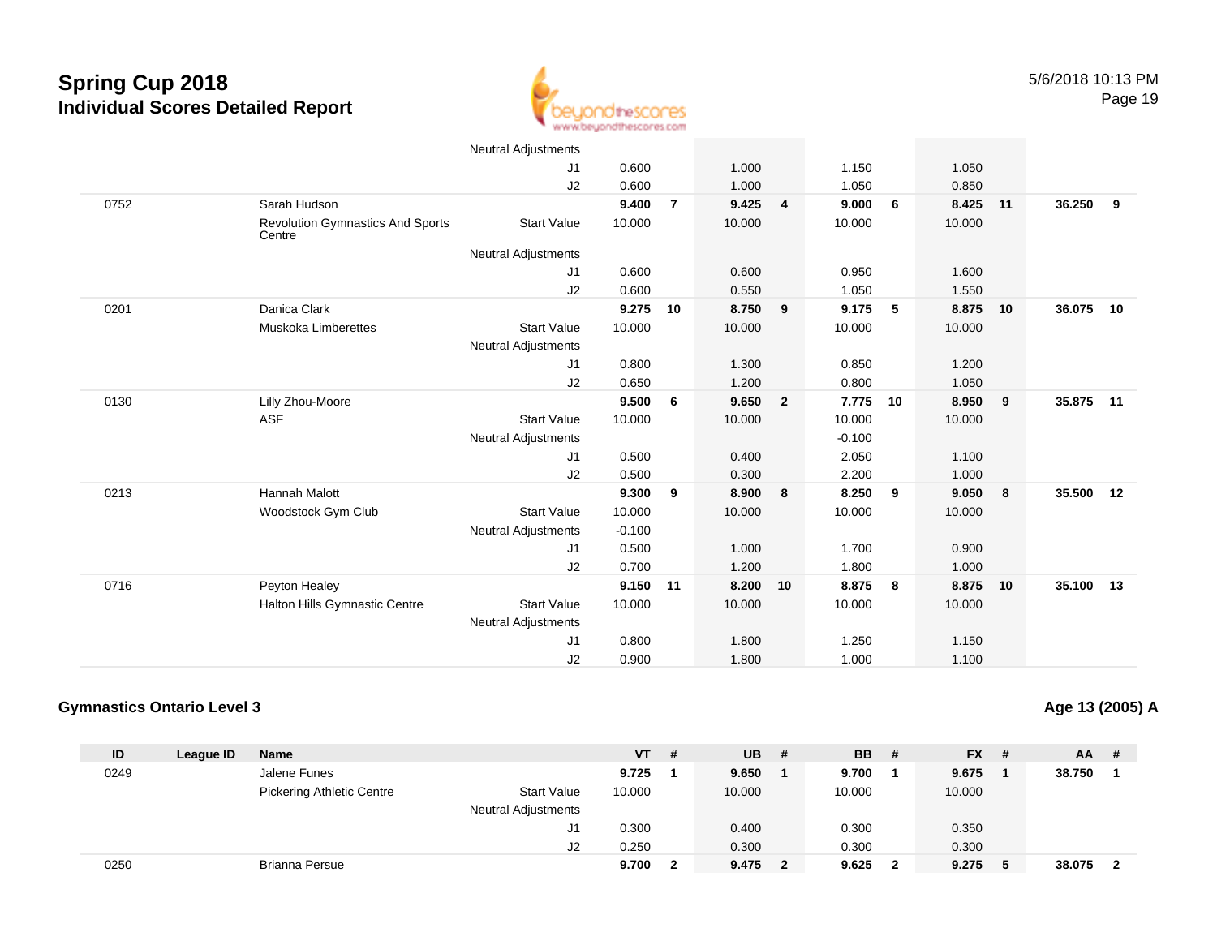# Spring Cup 2018
## Individual Scores Detailed Report

| ID | League ID | Name | | VT | # | UB | # | BB | # | FX | # | AA | # |
|---|---|---|---|---|---|---|---|---|---|---|---|---|---|
| | | | Neutral Adjustments | | | | | | | | | | |
| | | | J1 | 0.600 | | 1.000 | | 1.150 | | 1.050 | | | |
| | | | J2 | 0.600 | | 1.000 | | 1.050 | | 0.850 | | | |
| 0752 | | Sarah Hudson | | **9.400** | **7** | **9.425** | **4** | **9.000** | **6** | **8.425** | **11** | **36.250** | **9** |
| | | Revolution Gymnastics And Sports Centre | Start Value | 10.000 | | 10.000 | | 10.000 | | 10.000 | | | |
| | | | Neutral Adjustments | | | | | | | | | | |
| | | | J1 | 0.600 | | 0.600 | | 0.950 | | 1.600 | | | |
| | | | J2 | 0.600 | | 0.550 | | 1.050 | | 1.550 | | | |
| 0201 | | Danica Clark | | **9.275** | **10** | **8.750** | **9** | **9.175** | **5** | **8.875** | **10** | **36.075** | **10** |
| | | Muskoka Limberettes | Start Value | 10.000 | | 10.000 | | 10.000 | | 10.000 | | | |
| | | | Neutral Adjustments | | | | | | | | | | |
| | | | J1 | 0.800 | | 1.300 | | 0.850 | | 1.200 | | | |
| | | | J2 | 0.650 | | 1.200 | | 0.800 | | 1.050 | | | |
| 0130 | | Lilly Zhou-Moore | | **9.500** | **6** | **9.650** | **2** | **7.775** | **10** | **8.950** | **9** | **35.875** | **11** |
| | | ASF | Start Value | 10.000 | | 10.000 | | 10.000 | | 10.000 | | | |
| | | | Neutral Adjustments | | | | | -0.100 | | | | | |
| | | | J1 | 0.500 | | 0.400 | | 2.050 | | 1.100 | | | |
| | | | J2 | 0.500 | | 0.300 | | 2.200 | | 1.000 | | | |
| 0213 | | Hannah Malott | | **9.300** | **9** | **8.900** | **8** | **8.250** | **9** | **9.050** | **8** | **35.500** | **12** |
| | | Woodstock Gym Club | Start Value | 10.000 | | 10.000 | | 10.000 | | 10.000 | | | |
| | | | Neutral Adjustments | -0.100 | | | | | | | | | |
| | | | J1 | 0.500 | | 1.000 | | 1.700 | | 0.900 | | | |
| | | | J2 | 0.700 | | 1.200 | | 1.800 | | 1.000 | | | |
| 0716 | | Peyton Healey | | **9.150** | **11** | **8.200** | **10** | **8.875** | **8** | **8.875** | **10** | **35.100** | **13** |
| | | Halton Hills Gymnastic Centre | Start Value | 10.000 | | 10.000 | | 10.000 | | 10.000 | | | |
| | | | Neutral Adjustments | | | | | | | | | | |
| | | | J1 | 0.800 | | 1.800 | | 1.250 | | 1.150 | | | |
| | | | J2 | 0.900 | | 1.800 | | 1.000 | | 1.100 | | | |

### Gymnastics Ontario Level 3

**Age 13 (2005) A**

| ID | League ID | Name | | VT | # | UB | # | BB | # | FX | # | AA | # |
|---|---|---|---|---|---|---|---|---|---|---|---|---|---|
| 0249 | | Jalene Funes | | **9.725** | **1** | **9.650** | **1** | **9.700** | **1** | **9.675** | **1** | **38.750** | **1** |
| | | Pickering Athletic Centre | Start Value | 10.000 | | 10.000 | | 10.000 | | 10.000 | | | |
| | | | Neutral Adjustments | | | | | | | | | | |
| | | | J1 | 0.300 | | 0.400 | | 0.300 | | 0.350 | | | |
| | | | J2 | 0.250 | | 0.300 | | 0.300 | | 0.300 | | | |
| 0250 | | Brianna Persue | | **9.700** | **2** | **9.475** | **2** | **9.625** | **2** | **9.275** | **5** | **38.075** | **2** |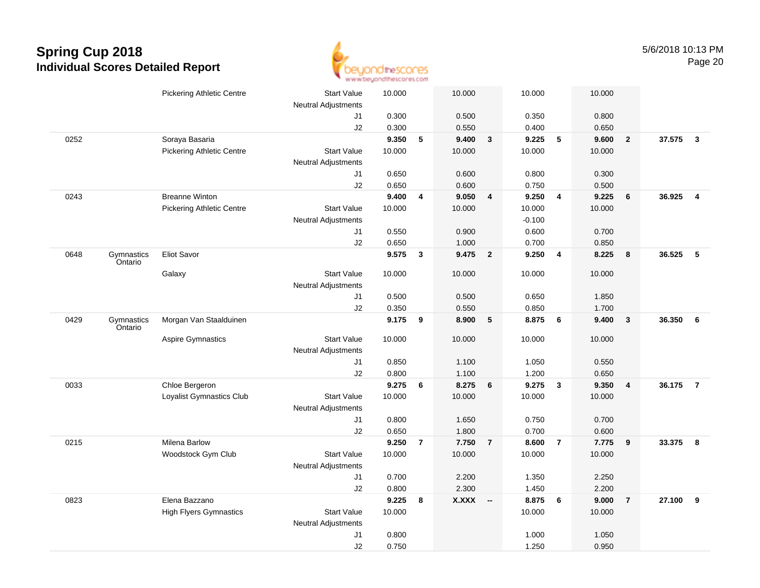# Spring Cup 2018
## Individual Scores Detailed Report

| # | Prov | Name / Club | | Vault | Rk | Bars | Rk | Beam | Rk | Floor | Rk | AA | Rk |
|---|---|---|---|---|---|---|---|---|---|---|---|---|---|
| | | Pickering Athletic Centre | Start Value | 10.000 | | 10.000 | | 10.000 | | 10.000 | | | |
| | | | Neutral Adjustments | | | | | | | | | | |
| | | | J1 | 0.300 | | 0.500 | | 0.350 | | 0.800 | | | |
| | | | J2 | 0.300 | | 0.550 | | 0.400 | | 0.650 | | | |
| 0252 | | Soraya Basaria | | **9.350** | **5** | **9.400** | **3** | **9.225** | **5** | **9.600** | **2** | **37.575** | **3** |
| | | Pickering Athletic Centre | Start Value | 10.000 | | 10.000 | | 10.000 | | 10.000 | | | |
| | | | Neutral Adjustments | | | | | | | | | | |
| | | | J1 | 0.650 | | 0.600 | | 0.800 | | 0.300 | | | |
| | | | J2 | 0.650 | | 0.600 | | 0.750 | | 0.500 | | | |
| 0243 | | Breanne Winton | | **9.400** | **4** | **9.050** | **4** | **9.250** | **4** | **9.225** | **6** | **36.925** | **4** |
| | | Pickering Athletic Centre | Start Value | 10.000 | | 10.000 | | 10.000 | | 10.000 | | | |
| | | | Neutral Adjustments | | | | | -0.100 | | | | | |
| | | | J1 | 0.550 | | 0.900 | | 0.600 | | 0.700 | | | |
| | | | J2 | 0.650 | | 1.000 | | 0.700 | | 0.850 | | | |
| 0648 | Gymnastics Ontario | Eliot Savor | | **9.575** | **3** | **9.475** | **2** | **9.250** | **4** | **8.225** | **8** | **36.525** | **5** |
| | | Galaxy | Start Value | 10.000 | | 10.000 | | 10.000 | | 10.000 | | | |
| | | | Neutral Adjustments | | | | | | | | | | |
| | | | J1 | 0.500 | | 0.500 | | 0.650 | | 1.850 | | | |
| | | | J2 | 0.350 | | 0.550 | | 0.850 | | 1.700 | | | |
| 0429 | Gymnastics Ontario | Morgan Van Staalduinen | | **9.175** | **9** | **8.900** | **5** | **8.875** | **6** | **9.400** | **3** | **36.350** | **6** |
| | | Aspire Gymnastics | Start Value | 10.000 | | 10.000 | | 10.000 | | 10.000 | | | |
| | | | Neutral Adjustments | | | | | | | | | | |
| | | | J1 | 0.850 | | 1.100 | | 1.050 | | 0.550 | | | |
| | | | J2 | 0.800 | | 1.100 | | 1.200 | | 0.650 | | | |
| 0033 | | Chloe Bergeron | | **9.275** | **6** | **8.275** | **6** | **9.275** | **3** | **9.350** | **4** | **36.175** | **7** |
| | | Loyalist Gymnastics Club | Start Value | 10.000 | | 10.000 | | 10.000 | | 10.000 | | | |
| | | | Neutral Adjustments | | | | | | | | | | |
| | | | J1 | 0.800 | | 1.650 | | 0.750 | | 0.700 | | | |
| | | | J2 | 0.650 | | 1.800 | | 0.700 | | 0.600 | | | |
| 0215 | | Milena Barlow | | **9.250** | **7** | **7.750** | **7** | **8.600** | **7** | **7.775** | **9** | **33.375** | **8** |
| | | Woodstock Gym Club | Start Value | 10.000 | | 10.000 | | 10.000 | | 10.000 | | | |
| | | | Neutral Adjustments | | | | | | | | | | |
| | | | J1 | 0.700 | | 2.200 | | 1.350 | | 2.250 | | | |
| | | | J2 | 0.800 | | 2.300 | | 1.450 | | 2.200 | | | |
| 0823 | | Elena Bazzano | | **9.225** | **8** | **X.XXX** | **--** | **8.875** | **6** | **9.000** | **7** | **27.100** | **9** |
| | | High Flyers Gymnastics | Start Value | 10.000 | | | | 10.000 | | 10.000 | | | |
| | | | Neutral Adjustments | | | | | | | | | | |
| | | | J1 | 0.800 | | | | 1.000 | | 1.050 | | | |
| | | | J2 | 0.750 | | | | 1.250 | | 0.950 | | | |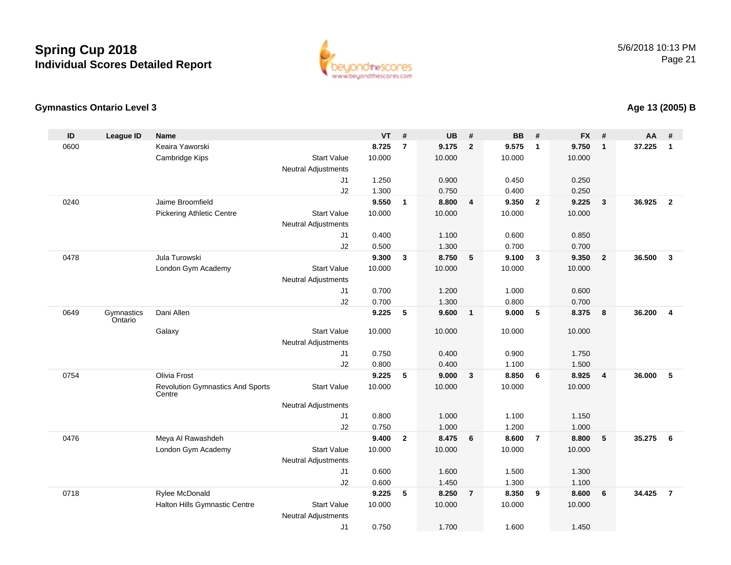# Spring Cup 2018

## Individual Scores Detailed Report

5/6/2018 10:13 PM

### Gymnastics Ontario Level 3

**Age 13 (2005) B**

| ID | League ID | Name | | VT | # | UB | # | BB | # | FX | # | AA | # |
|---|---|---|---|---|---|---|---|---|---|---|---|---|---|
| 0600 | | Keaira Yaworski | | **8.725** | **7** | **9.175** | **2** | **9.575** | **1** | **9.750** | **1** | **37.225** | **1** |
| | | Cambridge Kips | Start Value | 10.000 | | 10.000 | | 10.000 | | 10.000 | | | |
| | | | Neutral Adjustments | | | | | | | | | | |
| | | | J1 | 1.250 | | 0.900 | | 0.450 | | 0.250 | | | |
| | | | J2 | 1.300 | | 0.750 | | 0.400 | | 0.250 | | | |
| 0240 | | Jaime Broomfield | | **9.550** | **1** | **8.800** | **4** | **9.350** | **2** | **9.225** | **3** | **36.925** | **2** |
| | | Pickering Athletic Centre | Start Value | 10.000 | | 10.000 | | 10.000 | | 10.000 | | | |
| | | | Neutral Adjustments | | | | | | | | | | |
| | | | J1 | 0.400 | | 1.100 | | 0.600 | | 0.850 | | | |
| | | | J2 | 0.500 | | 1.300 | | 0.700 | | 0.700 | | | |
| 0478 | | Jula Turowski | | **9.300** | **3** | **8.750** | **5** | **9.100** | **3** | **9.350** | **2** | **36.500** | **3** |
| | | London Gym Academy | Start Value | 10.000 | | 10.000 | | 10.000 | | 10.000 | | | |
| | | | Neutral Adjustments | | | | | | | | | | |
| | | | J1 | 0.700 | | 1.200 | | 1.000 | | 0.600 | | | |
| | | | J2 | 0.700 | | 1.300 | | 0.800 | | 0.700 | | | |
| 0649 | Gymnastics Ontario | Dani Allen | | **9.225** | **5** | **9.600** | **1** | **9.000** | **5** | **8.375** | **8** | **36.200** | **4** |
| | | Galaxy | Start Value | 10.000 | | 10.000 | | 10.000 | | 10.000 | | | |
| | | | Neutral Adjustments | | | | | | | | | | |
| | | | J1 | 0.750 | | 0.400 | | 0.900 | | 1.750 | | | |
| | | | J2 | 0.800 | | 0.400 | | 1.100 | | 1.500 | | | |
| 0754 | | Olivia Frost | | **9.225** | **5** | **9.000** | **3** | **8.850** | **6** | **8.925** | **4** | **36.000** | **5** |
| | | Revolution Gymnastics And Sports Centre | Start Value | 10.000 | | 10.000 | | 10.000 | | 10.000 | | | |
| | | | Neutral Adjustments | | | | | | | | | | |
| | | | J1 | 0.800 | | 1.000 | | 1.100 | | 1.150 | | | |
| | | | J2 | 0.750 | | 1.000 | | 1.200 | | 1.000 | | | |
| 0476 | | Meya Al Rawashdeh | | **9.400** | **2** | **8.475** | **6** | **8.600** | **7** | **8.800** | **5** | **35.275** | **6** |
| | | London Gym Academy | Start Value | 10.000 | | 10.000 | | 10.000 | | 10.000 | | | |
| | | | Neutral Adjustments | | | | | | | | | | |
| | | | J1 | 0.600 | | 1.600 | | 1.500 | | 1.300 | | | |
| | | | J2 | 0.600 | | 1.450 | | 1.300 | | 1.100 | | | |
| 0718 | | Rylee McDonald | | **9.225** | **5** | **8.250** | **7** | **8.350** | **9** | **8.600** | **6** | **34.425** | **7** |
| | | Halton Hills Gymnastic Centre | Start Value | 10.000 | | 10.000 | | 10.000 | | 10.000 | | | |
| | | | Neutral Adjustments | | | | | | | | | | |
| | | | J1 | 0.750 | | 1.700 | | 1.600 | | 1.450 | | | |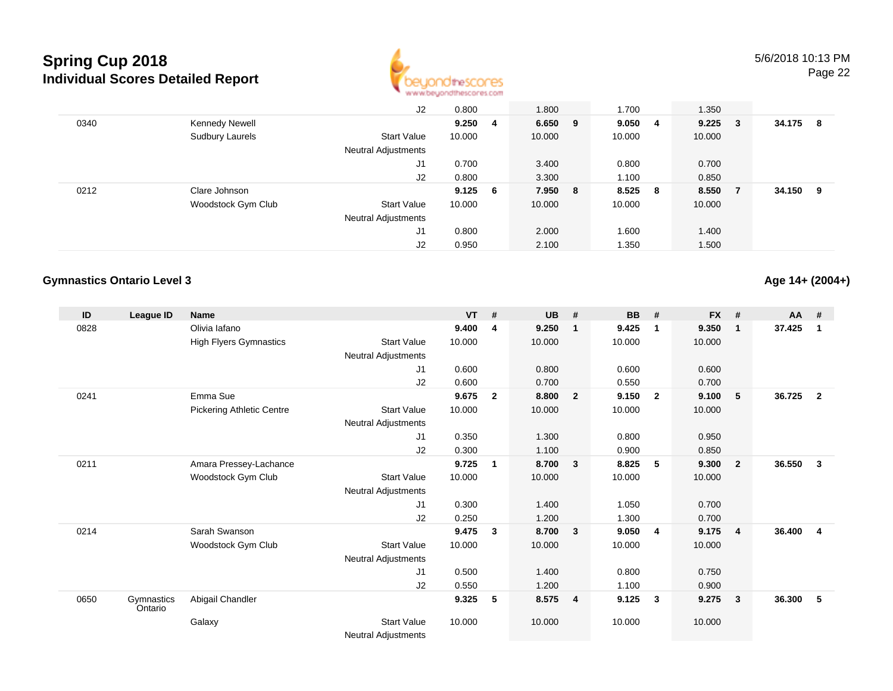# Spring Cup 2018
## Individual Scores Detailed Report

5/6/2018 10:13 PM

| ID | League ID | Name | | VT | # | UB | # | BB | # | FX | # | AA | # |
|---|---|---|---|---|---|---|---|---|---|---|---|---|---|
| | | | J2 | 0.800 | | 1.800 | | 1.700 | | 1.350 | | | |
| 0340 | | Kennedy Newell | | **9.250** | **4** | **6.650** | **9** | **9.050** | **4** | **9.225** | **3** | **34.175** | **8** |
| | | Sudbury Laurels | Start Value | 10.000 | | 10.000 | | 10.000 | | 10.000 | | | |
| | | | Neutral Adjustments | | | | | | | | | | |
| | | | J1 | 0.700 | | 3.400 | | 0.800 | | 0.700 | | | |
| | | | J2 | 0.800 | | 3.300 | | 1.100 | | 0.850 | | | |
| 0212 | | Clare Johnson | | **9.125** | **6** | **7.950** | **8** | **8.525** | **8** | **8.550** | **7** | **34.150** | **9** |
| | | Woodstock Gym Club | Start Value | 10.000 | | 10.000 | | 10.000 | | 10.000 | | | |
| | | | Neutral Adjustments | | | | | | | | | | |
| | | | J1 | 0.800 | | 2.000 | | 1.600 | | 1.400 | | | |
| | | | J2 | 0.950 | | 2.100 | | 1.350 | | 1.500 | | | |

### Gymnastics Ontario Level 3

**Age 14+ (2004+)**

| ID | League ID | Name | | VT | # | UB | # | BB | # | FX | # | AA | # |
|---|---|---|---|---|---|---|---|---|---|---|---|---|---|
| 0828 | | Olivia Iafano | | **9.400** | **4** | **9.250** | **1** | **9.425** | **1** | **9.350** | **1** | **37.425** | **1** |
| | | High Flyers Gymnastics | Start Value | 10.000 | | 10.000 | | 10.000 | | 10.000 | | | |
| | | | Neutral Adjustments | | | | | | | | | | |
| | | | J1 | 0.600 | | 0.800 | | 0.600 | | 0.600 | | | |
| | | | J2 | 0.600 | | 0.700 | | 0.550 | | 0.700 | | | |
| 0241 | | Emma Sue | | **9.675** | **2** | **8.800** | **2** | **9.150** | **2** | **9.100** | **5** | **36.725** | **2** |
| | | Pickering Athletic Centre | Start Value | 10.000 | | 10.000 | | 10.000 | | 10.000 | | | |
| | | | Neutral Adjustments | | | | | | | | | | |
| | | | J1 | 0.350 | | 1.300 | | 0.800 | | 0.950 | | | |
| | | | J2 | 0.300 | | 1.100 | | 0.900 | | 0.850 | | | |
| 0211 | | Amara Pressey-Lachance | | **9.725** | **1** | **8.700** | **3** | **8.825** | **5** | **9.300** | **2** | **36.550** | **3** |
| | | Woodstock Gym Club | Start Value | 10.000 | | 10.000 | | 10.000 | | 10.000 | | | |
| | | | Neutral Adjustments | | | | | | | | | | |
| | | | J1 | 0.300 | | 1.400 | | 1.050 | | 0.700 | | | |
| | | | J2 | 0.250 | | 1.200 | | 1.300 | | 0.700 | | | |
| 0214 | | Sarah Swanson | | **9.475** | **3** | **8.700** | **3** | **9.050** | **4** | **9.175** | **4** | **36.400** | **4** |
| | | Woodstock Gym Club | Start Value | 10.000 | | 10.000 | | 10.000 | | 10.000 | | | |
| | | | Neutral Adjustments | | | | | | | | | | |
| | | | J1 | 0.500 | | 1.400 | | 0.800 | | 0.750 | | | |
| | | | J2 | 0.550 | | 1.200 | | 1.100 | | 0.900 | | | |
| 0650 | Gymnastics Ontario | Abigail Chandler | | **9.325** | **5** | **8.575** | **4** | **9.125** | **3** | **9.275** | **3** | **36.300** | **5** |
| | | Galaxy | Start Value | 10.000 | | 10.000 | | 10.000 | | 10.000 | | | |
| | | | Neutral Adjustments | | | | | | | | | | |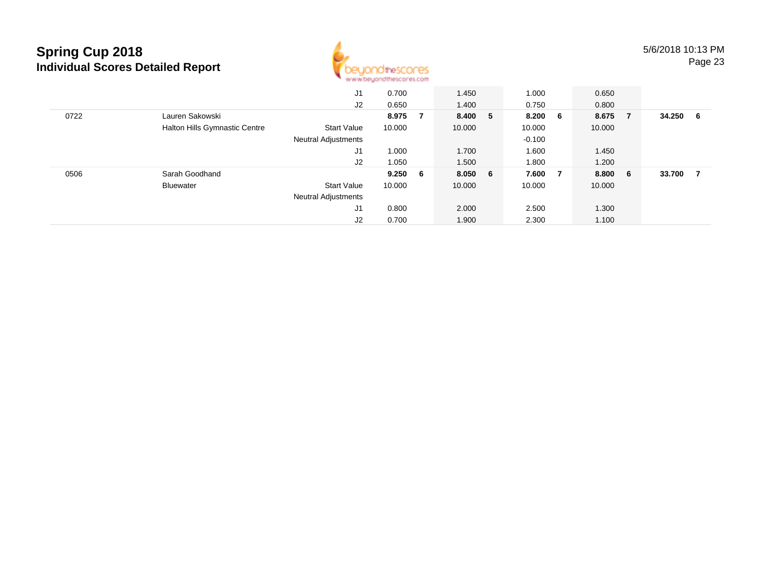# Spring Cup 2018
## Individual Scores Detailed Report

5/6/2018 10:13 PM

| | | | | | | | | | | | | |
|---|---|---|---|---|---|---|---|---|---|---|---|---|
| | | J1 | 0.700 | | 1.450 | | 1.000 | | 0.650 | | | |
| | | J2 | 0.650 | | 1.400 | | 0.750 | | 0.800 | | | |
| 0722 | Lauren Sakowski | | **8.975** | **7** | **8.400** | **5** | **8.200** | **6** | **8.675** | **7** | **34.250** | **6** |
| | Halton Hills Gymnastic Centre | Start Value | 10.000 | | 10.000 | | 10.000 | | 10.000 | | | |
| | | Neutral Adjustments | | | | | -0.100 | | | | | |
| | | J1 | 1.000 | | 1.700 | | 1.600 | | 1.450 | | | |
| | | J2 | 1.050 | | 1.500 | | 1.800 | | 1.200 | | | |
| 0506 | Sarah Goodhand | | **9.250** | **6** | **8.050** | **6** | **7.600** | **7** | **8.800** | **6** | **33.700** | **7** |
| | Bluewater | Start Value | 10.000 | | 10.000 | | 10.000 | | 10.000 | | | |
| | | Neutral Adjustments | | | | | | | | | | |
| | | J1 | 0.800 | | 2.000 | | 2.500 | | 1.300 | | | |
| | | J2 | 0.700 | | 1.900 | | 2.300 | | 1.100 | | | |